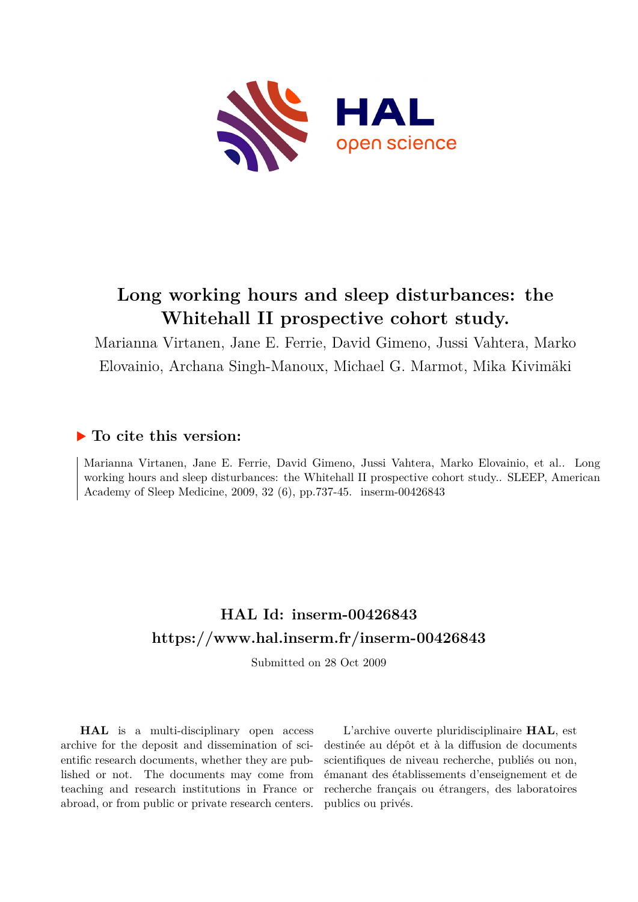# Long working hours and sleep disturbances: the Whitehall II prospective cohort study.

Marianna Virtanen, Jane E. Ferrie, David Gimeno, Jussi Vahtera, Marko Elovainio, Archana Singh-Manoux, Michael G. Marmot, Mika Kivimäki

## ▶ To cite this version:

Marianna Virtanen, Jane E. Ferrie, David Gimeno, Jussi Vahtera, Marko Elovainio, et al.. Long working hours and sleep disturbances: the Whitehall II prospective cohort study.. SLEEP, American Academy of Sleep Medicine, 2009, 32 (6), pp.737-45. inserm-00426843

## HAL Id: inserm-00426843
## https://www.hal.inserm.fr/inserm-00426843

Submitted on 28 Oct 2009

**HAL** is a multi-disciplinary open access archive for the deposit and dissemination of scientific research documents, whether they are published or not. The documents may come from teaching and research institutions in France or abroad, or from public or private research centers.

L'archive ouverte pluridisciplinaire **HAL**, est destinée au dépôt et à la diffusion de documents scientifiques de niveau recherche, publiés ou non, émanant des établissements d'enseignement et de recherche français ou étrangers, des laboratoires publics ou privés.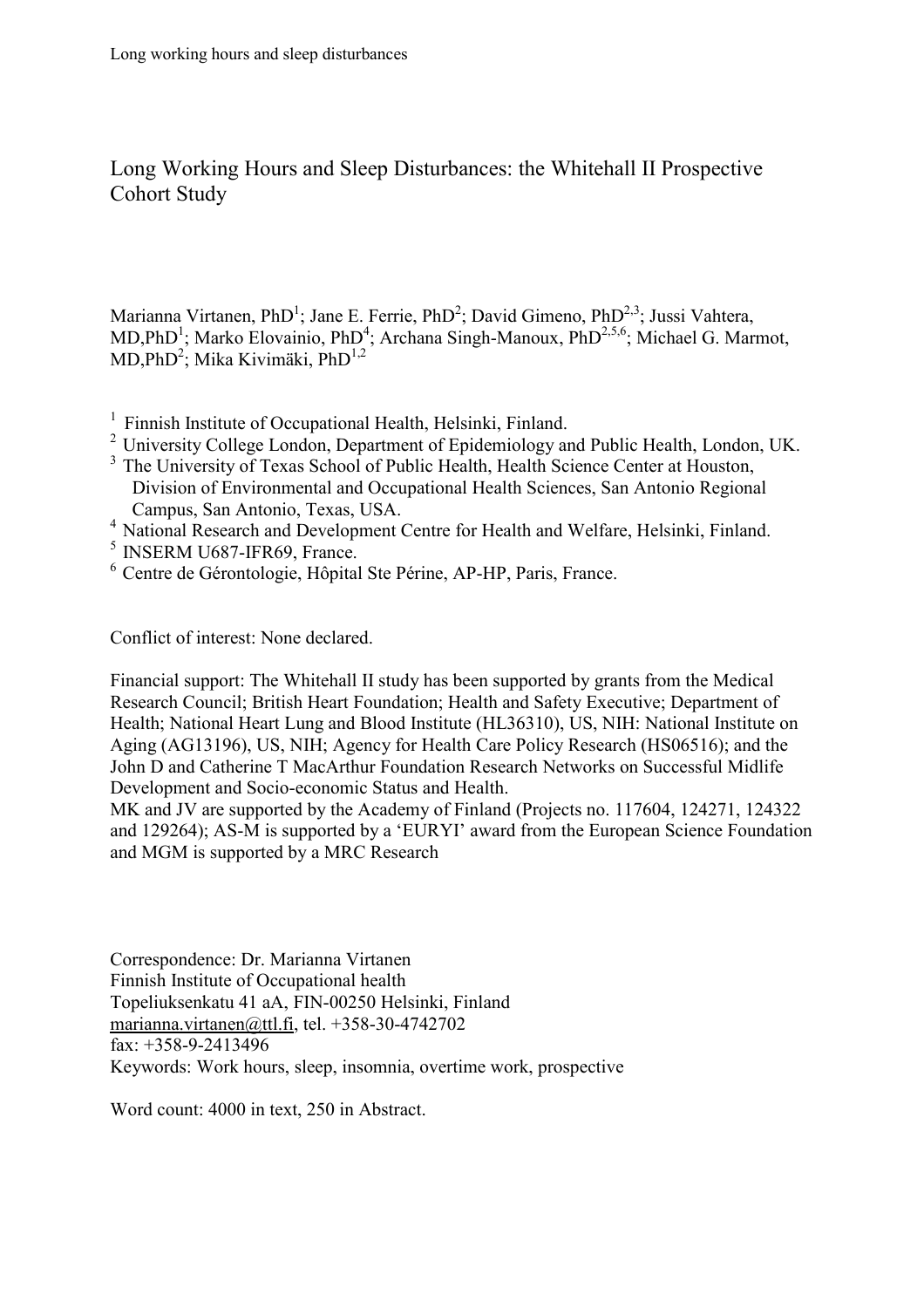# Long Working Hours and Sleep Disturbances: the Whitehall II Prospective Cohort Study

Marianna Virtanen, PhD[1]; Jane E. Ferrie, PhD[2]; David Gimeno, PhD[2,3]; Jussi Vahtera, MD,PhD[1]; Marko Elovainio, PhD[4]; Archana Singh-Manoux, PhD[2,5,6]; Michael G. Marmot, MD,PhD[2]; Mika Kivimäki, PhD[1,2]

[1] Finnish Institute of Occupational Health, Helsinki, Finland.
[2] University College London, Department of Epidemiology and Public Health, London, UK.
[3] The University of Texas School of Public Health, Health Science Center at Houston, Division of Environmental and Occupational Health Sciences, San Antonio Regional Campus, San Antonio, Texas, USA.
[4] National Research and Development Centre for Health and Welfare, Helsinki, Finland.
[5] INSERM U687-IFR69, France.
[6] Centre de Gérontologie, Hôpital Ste Périne, AP-HP, Paris, France.

Conflict of interest: None declared.

Financial support: The Whitehall II study has been supported by grants from the Medical Research Council; British Heart Foundation; Health and Safety Executive; Department of Health; National Heart Lung and Blood Institute (HL36310), US, NIH: National Institute on Aging (AG13196), US, NIH; Agency for Health Care Policy Research (HS06516); and the John D and Catherine T MacArthur Foundation Research Networks on Successful Midlife Development and Socio-economic Status and Health.
MK and JV are supported by the Academy of Finland (Projects no. 117604, 124271, 124322 and 129264); AS-M is supported by a 'EURYI' award from the European Science Foundation and MGM is supported by a MRC Research

Correspondence: Dr. Marianna Virtanen
Finnish Institute of Occupational health
Topeliuksenkatu 41 aA, FIN-00250 Helsinki, Finland
marianna.virtanen@ttl.fi, tel. +358-30-4742702
fax: +358-9-2413496
Keywords: Work hours, sleep, insomnia, overtime work, prospective

Word count: 4000 in text, 250 in Abstract.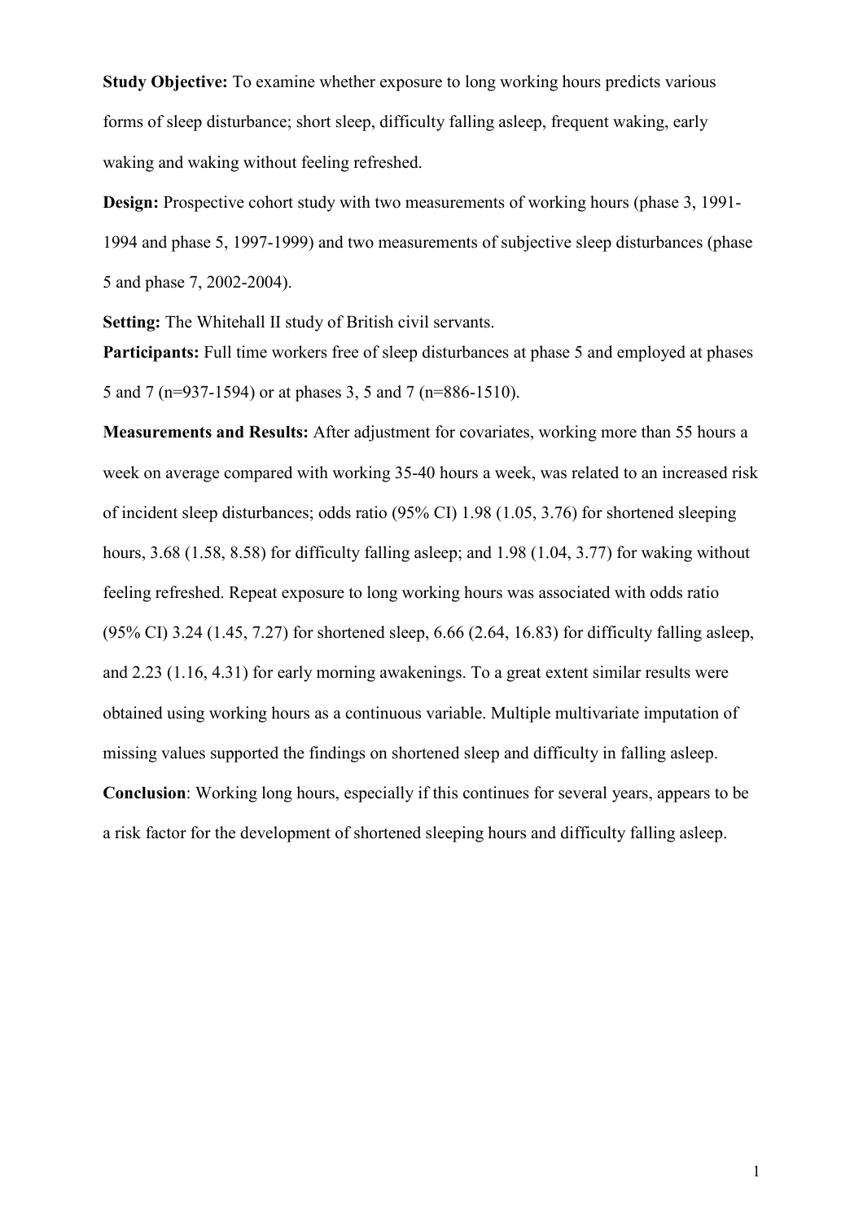**Study Objective:** To examine whether exposure to long working hours predicts various forms of sleep disturbance; short sleep, difficulty falling asleep, frequent waking, early waking and waking without feeling refreshed.

**Design:** Prospective cohort study with two measurements of working hours (phase 3, 1991-1994 and phase 5, 1997-1999) and two measurements of subjective sleep disturbances (phase 5 and phase 7, 2002-2004).

**Setting:** The Whitehall II study of British civil servants.

**Participants:** Full time workers free of sleep disturbances at phase 5 and employed at phases 5 and 7 (n=937-1594) or at phases 3, 5 and 7 (n=886-1510).

**Measurements and Results:** After adjustment for covariates, working more than 55 hours a week on average compared with working 35-40 hours a week, was related to an increased risk of incident sleep disturbances; odds ratio (95% CI) 1.98 (1.05, 3.76) for shortened sleeping hours, 3.68 (1.58, 8.58) for difficulty falling asleep; and 1.98 (1.04, 3.77) for waking without feeling refreshed. Repeat exposure to long working hours was associated with odds ratio (95% CI) 3.24 (1.45, 7.27) for shortened sleep, 6.66 (2.64, 16.83) for difficulty falling asleep, and 2.23 (1.16, 4.31) for early morning awakenings. To a great extent similar results were obtained using working hours as a continuous variable. Multiple multivariate imputation of missing values supported the findings on shortened sleep and difficulty in falling asleep.

**Conclusion**: Working long hours, especially if this continues for several years, appears to be a risk factor for the development of shortened sleeping hours and difficulty falling asleep.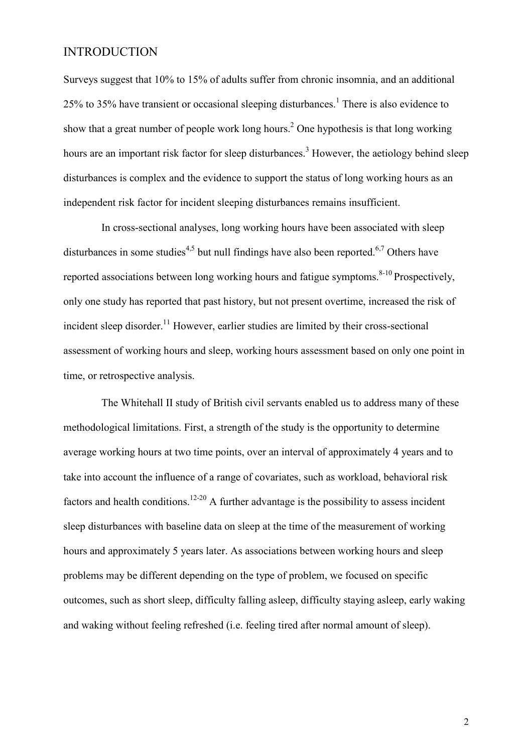## INTRODUCTION

Surveys suggest that 10% to 15% of adults suffer from chronic insomnia, and an additional 25% to 35% have transient or occasional sleeping disturbances.[1] There is also evidence to show that a great number of people work long hours.[2] One hypothesis is that long working hours are an important risk factor for sleep disturbances.[3] However, the aetiology behind sleep disturbances is complex and the evidence to support the status of long working hours as an independent risk factor for incident sleeping disturbances remains insufficient.

In cross-sectional analyses, long working hours have been associated with sleep disturbances in some studies[4,5] but null findings have also been reported.[6,7] Others have reported associations between long working hours and fatigue symptoms.[8-10] Prospectively, only one study has reported that past history, but not present overtime, increased the risk of incident sleep disorder.[11] However, earlier studies are limited by their cross-sectional assessment of working hours and sleep, working hours assessment based on only one point in time, or retrospective analysis.

The Whitehall II study of British civil servants enabled us to address many of these methodological limitations. First, a strength of the study is the opportunity to determine average working hours at two time points, over an interval of approximately 4 years and to take into account the influence of a range of covariates, such as workload, behavioral risk factors and health conditions.[12-20] A further advantage is the possibility to assess incident sleep disturbances with baseline data on sleep at the time of the measurement of working hours and approximately 5 years later. As associations between working hours and sleep problems may be different depending on the type of problem, we focused on specific outcomes, such as short sleep, difficulty falling asleep, difficulty staying asleep, early waking and waking without feeling refreshed (i.e. feeling tired after normal amount of sleep).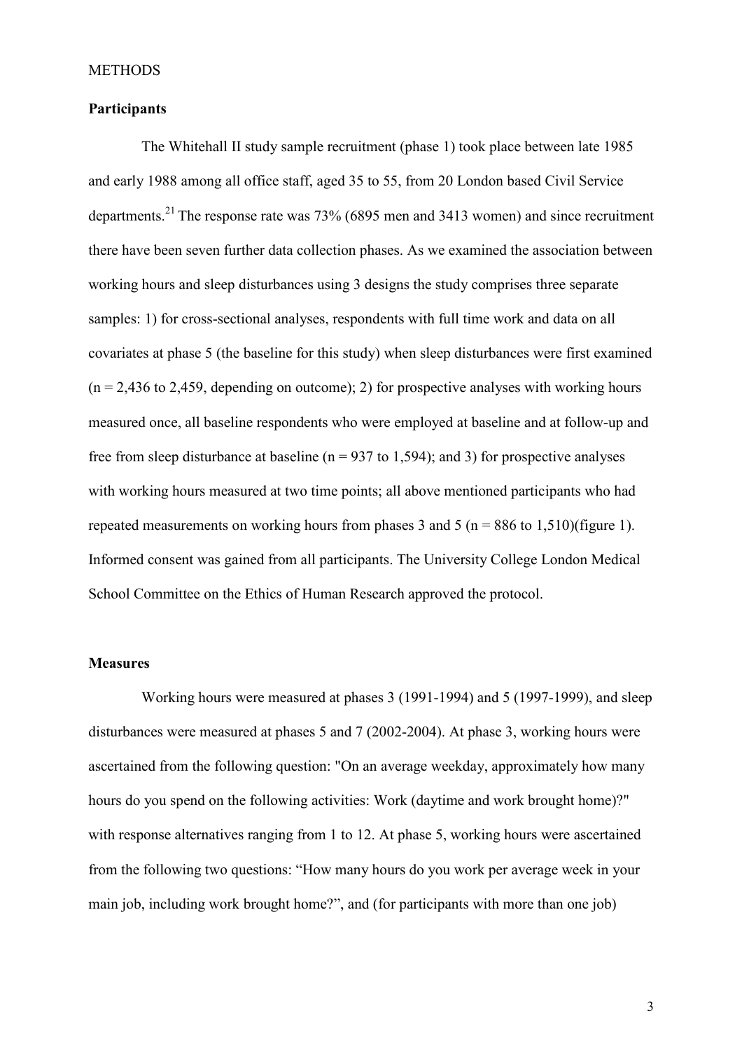METHODS

## Participants

The Whitehall II study sample recruitment (phase 1) took place between late 1985 and early 1988 among all office staff, aged 35 to 55, from 20 London based Civil Service departments.[21] The response rate was 73% (6895 men and 3413 women) and since recruitment there have been seven further data collection phases. As we examined the association between working hours and sleep disturbances using 3 designs the study comprises three separate samples: 1) for cross-sectional analyses, respondents with full time work and data on all covariates at phase 5 (the baseline for this study) when sleep disturbances were first examined (n = 2,436 to 2,459, depending on outcome); 2) for prospective analyses with working hours measured once, all baseline respondents who were employed at baseline and at follow-up and free from sleep disturbance at baseline (n = 937 to 1,594); and 3) for prospective analyses with working hours measured at two time points; all above mentioned participants who had repeated measurements on working hours from phases 3 and 5 (n = 886 to 1,510)(figure 1). Informed consent was gained from all participants. The University College London Medical School Committee on the Ethics of Human Research approved the protocol.

## Measures

Working hours were measured at phases 3 (1991-1994) and 5 (1997-1999), and sleep disturbances were measured at phases 5 and 7 (2002-2004). At phase 3, working hours were ascertained from the following question: "On an average weekday, approximately how many hours do you spend on the following activities: Work (daytime and work brought home)?" with response alternatives ranging from 1 to 12. At phase 5, working hours were ascertained from the following two questions: "How many hours do you work per average week in your main job, including work brought home?", and (for participants with more than one job)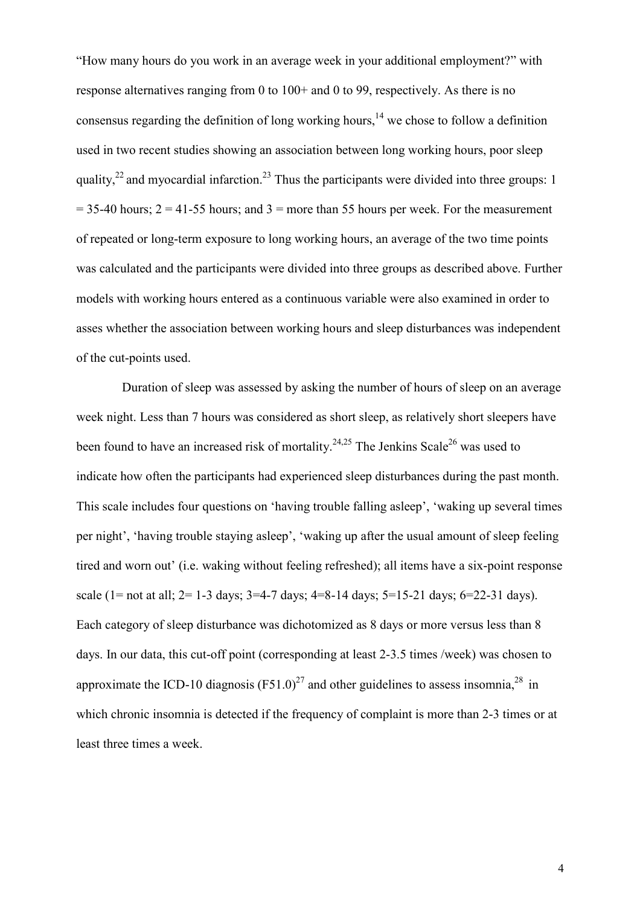"How many hours do you work in an average week in your additional employment?" with response alternatives ranging from 0 to 100+ and 0 to 99, respectively. As there is no consensus regarding the definition of long working hours,[14] we chose to follow a definition used in two recent studies showing an association between long working hours, poor sleep quality,[22] and myocardial infarction.[23] Thus the participants were divided into three groups: 1 = 35-40 hours; 2 = 41-55 hours; and 3 = more than 55 hours per week. For the measurement of repeated or long-term exposure to long working hours, an average of the two time points was calculated and the participants were divided into three groups as described above. Further models with working hours entered as a continuous variable were also examined in order to asses whether the association between working hours and sleep disturbances was independent of the cut-points used.

Duration of sleep was assessed by asking the number of hours of sleep on an average week night. Less than 7 hours was considered as short sleep, as relatively short sleepers have been found to have an increased risk of mortality.[24,25] The Jenkins Scale[26] was used to indicate how often the participants had experienced sleep disturbances during the past month. This scale includes four questions on 'having trouble falling asleep', 'waking up several times per night', 'having trouble staying asleep', 'waking up after the usual amount of sleep feeling tired and worn out' (i.e. waking without feeling refreshed); all items have a six-point response scale (1= not at all; 2= 1-3 days; 3=4-7 days; 4=8-14 days; 5=15-21 days; 6=22-31 days). Each category of sleep disturbance was dichotomized as 8 days or more versus less than 8 days. In our data, this cut-off point (corresponding at least 2-3.5 times /week) was chosen to approximate the ICD-10 diagnosis (F51.0)[27] and other guidelines to assess insomnia,[28] in which chronic insomnia is detected if the frequency of complaint is more than 2-3 times or at least three times a week.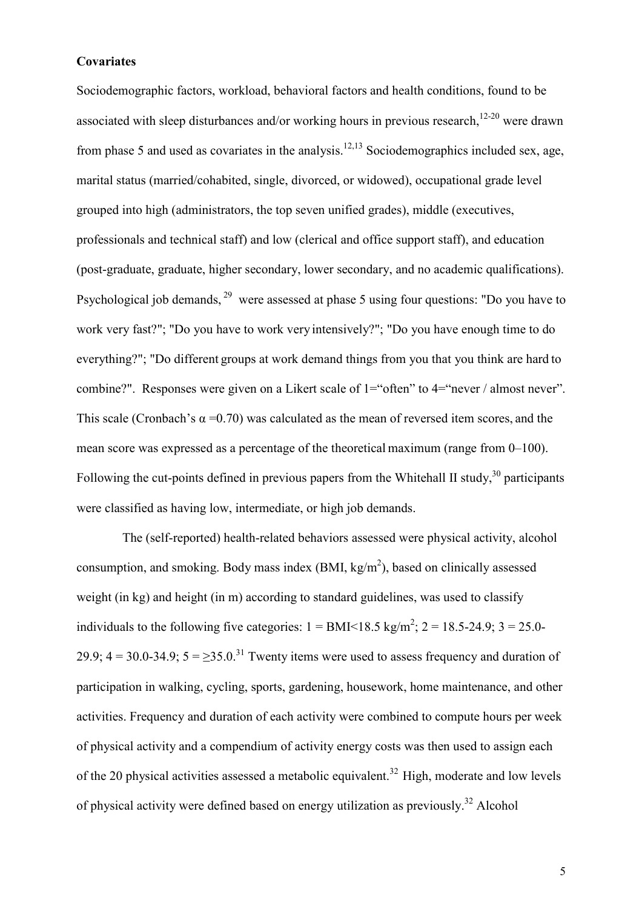**Covariates**

Sociodemographic factors, workload, behavioral factors and health conditions, found to be associated with sleep disturbances and/or working hours in previous research,[12-20] were drawn from phase 5 and used as covariates in the analysis.[12,13] Sociodemographics included sex, age, marital status (married/cohabited, single, divorced, or widowed), occupational grade level grouped into high (administrators, the top seven unified grades), middle (executives, professionals and technical staff) and low (clerical and office support staff), and education (post-graduate, graduate, higher secondary, lower secondary, and no academic qualifications). Psychological job demands, [29] were assessed at phase 5 using four questions: "Do you have to work very fast?"; "Do you have to work very intensively?"; "Do you have enough time to do everything?"; "Do different groups at work demand things from you that you think are hard to combine?". Responses were given on a Likert scale of 1="often" to 4="never / almost never". This scale (Cronbach's $\alpha$ =0.70) was calculated as the mean of reversed item scores, and the mean score was expressed as a percentage of the theoretical maximum (range from 0–100). Following the cut-points defined in previous papers from the Whitehall II study,[30] participants were classified as having low, intermediate, or high job demands.

The (self-reported) health-related behaviors assessed were physical activity, alcohol consumption, and smoking. Body mass index (BMI, kg/m$^2$), based on clinically assessed weight (in kg) and height (in m) according to standard guidelines, was used to classify individuals to the following five categories: 1 = BMI<18.5 kg/m$^2$; 2 = 18.5-24.9; 3 = 25.0-29.9; 4 = 30.0-34.9; 5 = ≥35.0.[31] Twenty items were used to assess frequency and duration of participation in walking, cycling, sports, gardening, housework, home maintenance, and other activities. Frequency and duration of each activity were combined to compute hours per week of physical activity and a compendium of activity energy costs was then used to assign each of the 20 physical activities assessed a metabolic equivalent.[32] High, moderate and low levels of physical activity were defined based on energy utilization as previously.[32] Alcohol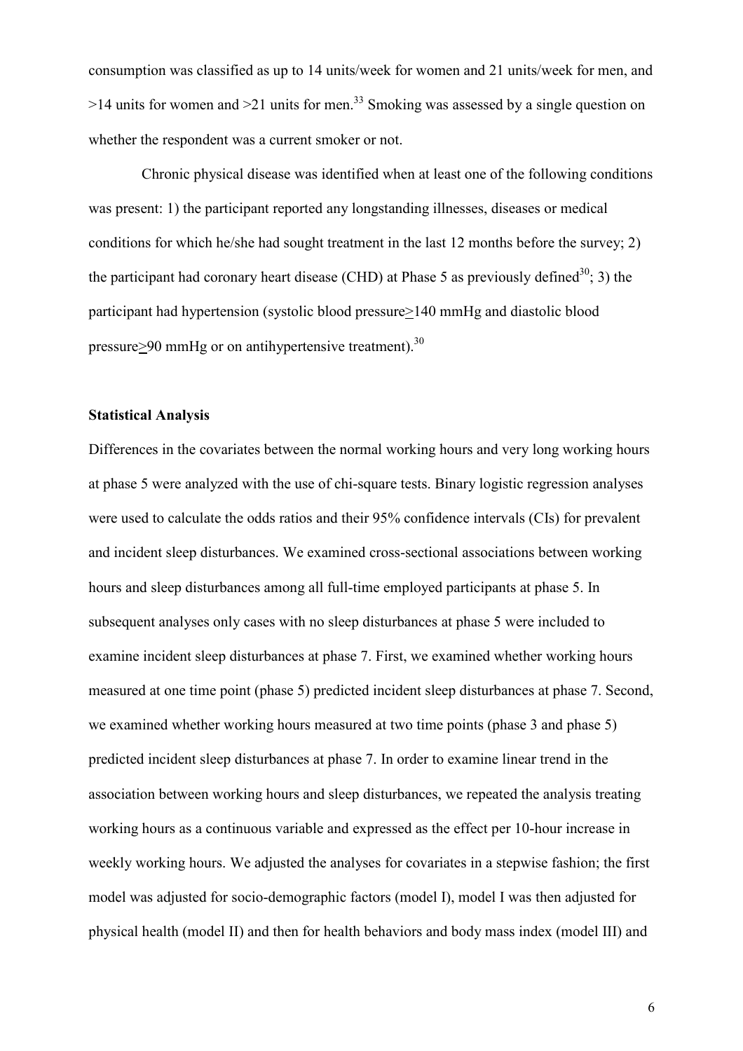consumption was classified as up to 14 units/week for women and 21 units/week for men, and >14 units for women and >21 units for men.[33] Smoking was assessed by a single question on whether the respondent was a current smoker or not.

Chronic physical disease was identified when at least one of the following conditions was present: 1) the participant reported any longstanding illnesses, diseases or medical conditions for which he/she had sought treatment in the last 12 months before the survey; 2) the participant had coronary heart disease (CHD) at Phase 5 as previously defined[30]; 3) the participant had hypertension (systolic blood pressure ≥140 mmHg and diastolic blood pressure ≥90 mmHg or on antihypertensive treatment).[30]

## Statistical Analysis

Differences in the covariates between the normal working hours and very long working hours at phase 5 were analyzed with the use of chi-square tests. Binary logistic regression analyses were used to calculate the odds ratios and their 95% confidence intervals (CIs) for prevalent and incident sleep disturbances. We examined cross-sectional associations between working hours and sleep disturbances among all full-time employed participants at phase 5. In subsequent analyses only cases with no sleep disturbances at phase 5 were included to examine incident sleep disturbances at phase 7. First, we examined whether working hours measured at one time point (phase 5) predicted incident sleep disturbances at phase 7. Second, we examined whether working hours measured at two time points (phase 3 and phase 5) predicted incident sleep disturbances at phase 7. In order to examine linear trend in the association between working hours and sleep disturbances, we repeated the analysis treating working hours as a continuous variable and expressed as the effect per 10-hour increase in weekly working hours. We adjusted the analyses for covariates in a stepwise fashion; the first model was adjusted for socio-demographic factors (model I), model I was then adjusted for physical health (model II) and then for health behaviors and body mass index (model III) and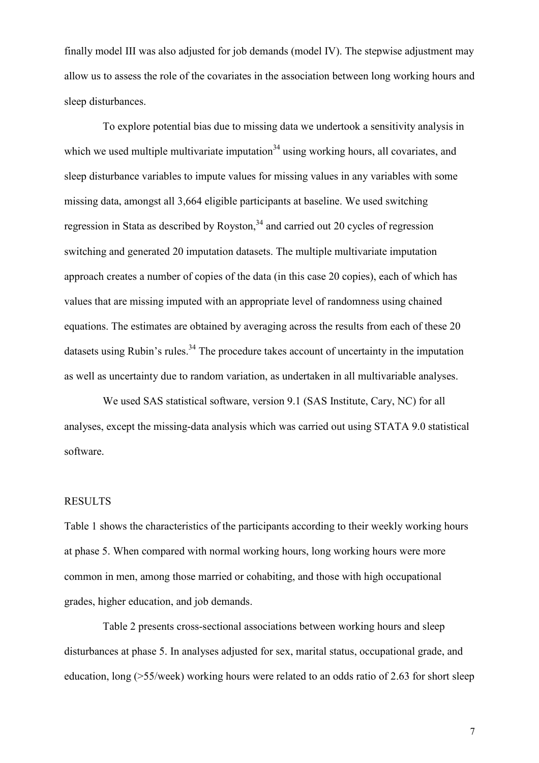finally model III was also adjusted for job demands (model IV). The stepwise adjustment may allow us to assess the role of the covariates in the association between long working hours and sleep disturbances.

To explore potential bias due to missing data we undertook a sensitivity analysis in which we used multiple multivariate imputation[34] using working hours, all covariates, and sleep disturbance variables to impute values for missing values in any variables with some missing data, amongst all 3,664 eligible participants at baseline. We used switching regression in Stata as described by Royston,[34] and carried out 20 cycles of regression switching and generated 20 imputation datasets. The multiple multivariate imputation approach creates a number of copies of the data (in this case 20 copies), each of which has values that are missing imputed with an appropriate level of randomness using chained equations. The estimates are obtained by averaging across the results from each of these 20 datasets using Rubin's rules.[34] The procedure takes account of uncertainty in the imputation as well as uncertainty due to random variation, as undertaken in all multivariable analyses.

We used SAS statistical software, version 9.1 (SAS Institute, Cary, NC) for all analyses, except the missing-data analysis which was carried out using STATA 9.0 statistical software.

## RESULTS

Table 1 shows the characteristics of the participants according to their weekly working hours at phase 5. When compared with normal working hours, long working hours were more common in men, among those married or cohabiting, and those with high occupational grades, higher education, and job demands.

Table 2 presents cross-sectional associations between working hours and sleep disturbances at phase 5. In analyses adjusted for sex, marital status, occupational grade, and education, long (>55/week) working hours were related to an odds ratio of 2.63 for short sleep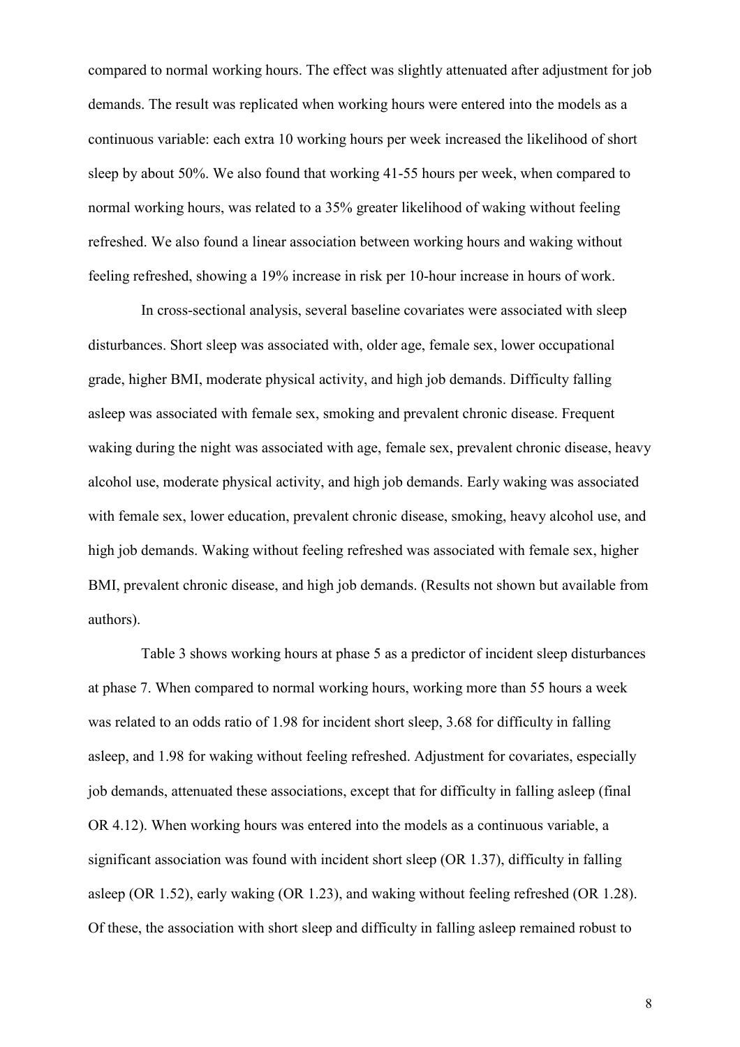compared to normal working hours. The effect was slightly attenuated after adjustment for job demands. The result was replicated when working hours were entered into the models as a continuous variable: each extra 10 working hours per week increased the likelihood of short sleep by about 50%. We also found that working 41-55 hours per week, when compared to normal working hours, was related to a 35% greater likelihood of waking without feeling refreshed. We also found a linear association between working hours and waking without feeling refreshed, showing a 19% increase in risk per 10-hour increase in hours of work.

In cross-sectional analysis, several baseline covariates were associated with sleep disturbances. Short sleep was associated with, older age, female sex, lower occupational grade, higher BMI, moderate physical activity, and high job demands. Difficulty falling asleep was associated with female sex, smoking and prevalent chronic disease. Frequent waking during the night was associated with age, female sex, prevalent chronic disease, heavy alcohol use, moderate physical activity, and high job demands. Early waking was associated with female sex, lower education, prevalent chronic disease, smoking, heavy alcohol use, and high job demands. Waking without feeling refreshed was associated with female sex, higher BMI, prevalent chronic disease, and high job demands. (Results not shown but available from authors).

Table 3 shows working hours at phase 5 as a predictor of incident sleep disturbances at phase 7. When compared to normal working hours, working more than 55 hours a week was related to an odds ratio of 1.98 for incident short sleep, 3.68 for difficulty in falling asleep, and 1.98 for waking without feeling refreshed. Adjustment for covariates, especially job demands, attenuated these associations, except that for difficulty in falling asleep (final OR 4.12). When working hours was entered into the models as a continuous variable, a significant association was found with incident short sleep (OR 1.37), difficulty in falling asleep (OR 1.52), early waking (OR 1.23), and waking without feeling refreshed (OR 1.28). Of these, the association with short sleep and difficulty in falling asleep remained robust to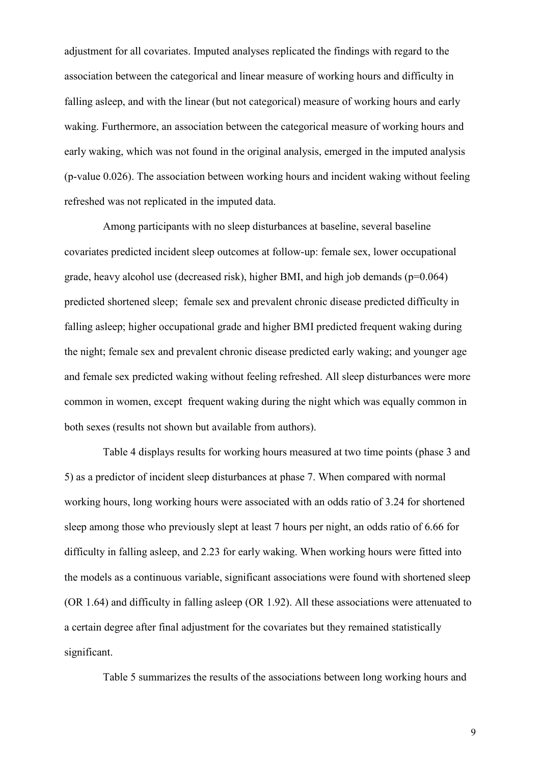adjustment for all covariates. Imputed analyses replicated the findings with regard to the association between the categorical and linear measure of working hours and difficulty in falling asleep, and with the linear (but not categorical) measure of working hours and early waking. Furthermore, an association between the categorical measure of working hours and early waking, which was not found in the original analysis, emerged in the imputed analysis (p-value 0.026). The association between working hours and incident waking without feeling refreshed was not replicated in the imputed data.

Among participants with no sleep disturbances at baseline, several baseline covariates predicted incident sleep outcomes at follow-up: female sex, lower occupational grade, heavy alcohol use (decreased risk), higher BMI, and high job demands ($p=0.064$) predicted shortened sleep; female sex and prevalent chronic disease predicted difficulty in falling asleep; higher occupational grade and higher BMI predicted frequent waking during the night; female sex and prevalent chronic disease predicted early waking; and younger age and female sex predicted waking without feeling refreshed. All sleep disturbances were more common in women, except frequent waking during the night which was equally common in both sexes (results not shown but available from authors).

Table 4 displays results for working hours measured at two time points (phase 3 and 5) as a predictor of incident sleep disturbances at phase 7. When compared with normal working hours, long working hours were associated with an odds ratio of 3.24 for shortened sleep among those who previously slept at least 7 hours per night, an odds ratio of 6.66 for difficulty in falling asleep, and 2.23 for early waking. When working hours were fitted into the models as a continuous variable, significant associations were found with shortened sleep (OR 1.64) and difficulty in falling asleep (OR 1.92). All these associations were attenuated to a certain degree after final adjustment for the covariates but they remained statistically significant.

Table 5 summarizes the results of the associations between long working hours and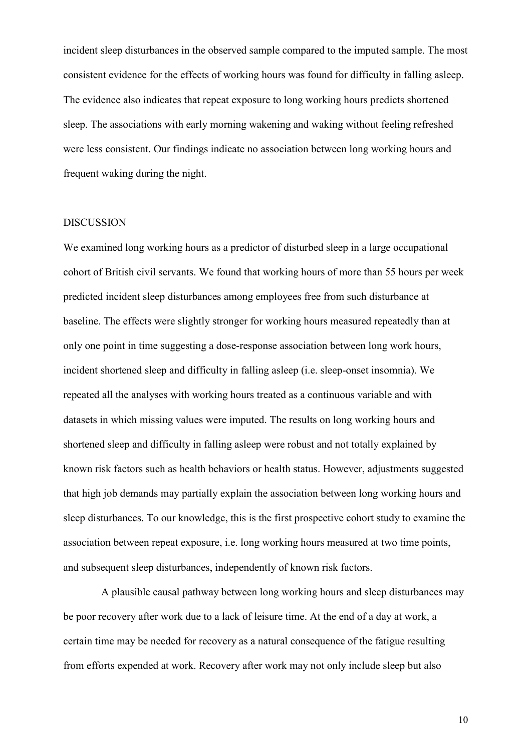incident sleep disturbances in the observed sample compared to the imputed sample. The most consistent evidence for the effects of working hours was found for difficulty in falling asleep. The evidence also indicates that repeat exposure to long working hours predicts shortened sleep. The associations with early morning wakening and waking without feeling refreshed were less consistent. Our findings indicate no association between long working hours and frequent waking during the night.

## DISCUSSION

We examined long working hours as a predictor of disturbed sleep in a large occupational cohort of British civil servants. We found that working hours of more than 55 hours per week predicted incident sleep disturbances among employees free from such disturbance at baseline. The effects were slightly stronger for working hours measured repeatedly than at only one point in time suggesting a dose-response association between long work hours, incident shortened sleep and difficulty in falling asleep (i.e. sleep-onset insomnia). We repeated all the analyses with working hours treated as a continuous variable and with datasets in which missing values were imputed. The results on long working hours and shortened sleep and difficulty in falling asleep were robust and not totally explained by known risk factors such as health behaviors or health status. However, adjustments suggested that high job demands may partially explain the association between long working hours and sleep disturbances. To our knowledge, this is the first prospective cohort study to examine the association between repeat exposure, i.e. long working hours measured at two time points, and subsequent sleep disturbances, independently of known risk factors.

A plausible causal pathway between long working hours and sleep disturbances may be poor recovery after work due to a lack of leisure time. At the end of a day at work, a certain time may be needed for recovery as a natural consequence of the fatigue resulting from efforts expended at work. Recovery after work may not only include sleep but also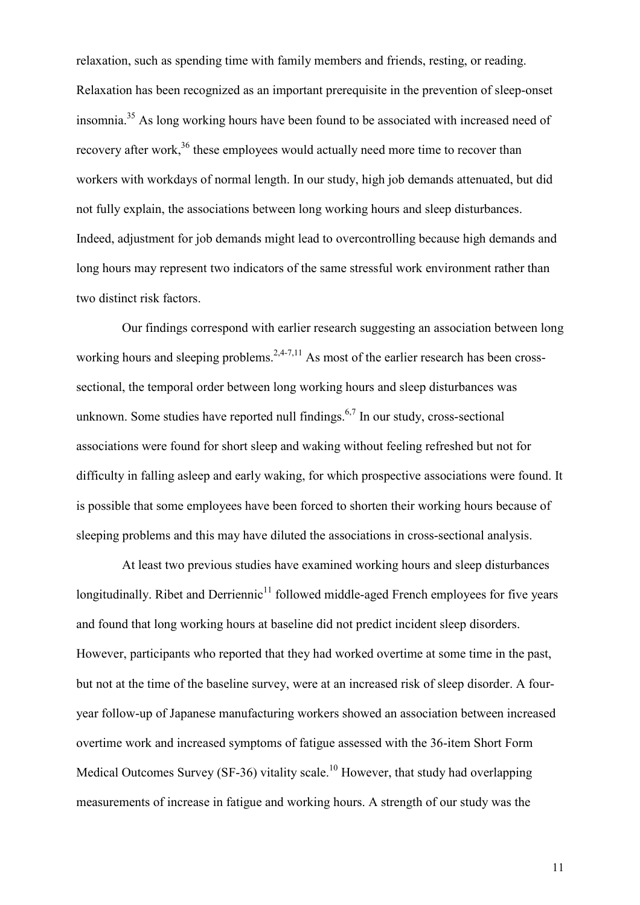relaxation, such as spending time with family members and friends, resting, or reading. Relaxation has been recognized as an important prerequisite in the prevention of sleep-onset insomnia.[35] As long working hours have been found to be associated with increased need of recovery after work,[36] these employees would actually need more time to recover than workers with workdays of normal length. In our study, high job demands attenuated, but did not fully explain, the associations between long working hours and sleep disturbances. Indeed, adjustment for job demands might lead to overcontrolling because high demands and long hours may represent two indicators of the same stressful work environment rather than two distinct risk factors.

Our findings correspond with earlier research suggesting an association between long working hours and sleeping problems.[2,4-7,11] As most of the earlier research has been cross-sectional, the temporal order between long working hours and sleep disturbances was unknown. Some studies have reported null findings.[6,7] In our study, cross-sectional associations were found for short sleep and waking without feeling refreshed but not for difficulty in falling asleep and early waking, for which prospective associations were found. It is possible that some employees have been forced to shorten their working hours because of sleeping problems and this may have diluted the associations in cross-sectional analysis.

At least two previous studies have examined working hours and sleep disturbances longitudinally. Ribet and Derriennic[11] followed middle-aged French employees for five years and found that long working hours at baseline did not predict incident sleep disorders. However, participants who reported that they had worked overtime at some time in the past, but not at the time of the baseline survey, were at an increased risk of sleep disorder. A four-year follow-up of Japanese manufacturing workers showed an association between increased overtime work and increased symptoms of fatigue assessed with the 36-item Short Form Medical Outcomes Survey (SF-36) vitality scale.[10] However, that study had overlapping measurements of increase in fatigue and working hours. A strength of our study was the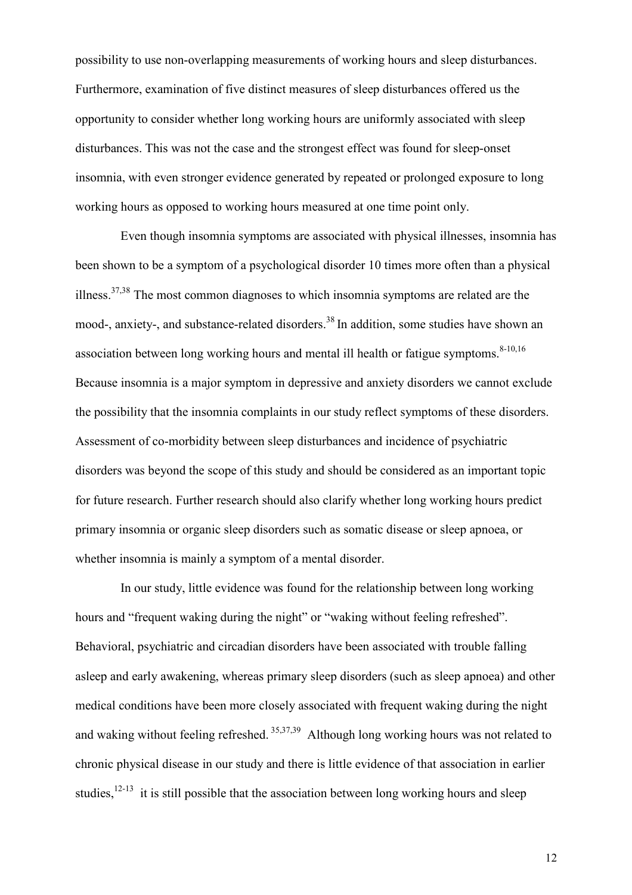possibility to use non-overlapping measurements of working hours and sleep disturbances. Furthermore, examination of five distinct measures of sleep disturbances offered us the opportunity to consider whether long working hours are uniformly associated with sleep disturbances. This was not the case and the strongest effect was found for sleep-onset insomnia, with even stronger evidence generated by repeated or prolonged exposure to long working hours as opposed to working hours measured at one time point only.

Even though insomnia symptoms are associated with physical illnesses, insomnia has been shown to be a symptom of a psychological disorder 10 times more often than a physical illness.[37,38] The most common diagnoses to which insomnia symptoms are related are the mood-, anxiety-, and substance-related disorders.[38] In addition, some studies have shown an association between long working hours and mental ill health or fatigue symptoms.[8-10,16] Because insomnia is a major symptom in depressive and anxiety disorders we cannot exclude the possibility that the insomnia complaints in our study reflect symptoms of these disorders. Assessment of co-morbidity between sleep disturbances and incidence of psychiatric disorders was beyond the scope of this study and should be considered as an important topic for future research. Further research should also clarify whether long working hours predict primary insomnia or organic sleep disorders such as somatic disease or sleep apnoea, or whether insomnia is mainly a symptom of a mental disorder.

In our study, little evidence was found for the relationship between long working hours and "frequent waking during the night" or "waking without feeling refreshed". Behavioral, psychiatric and circadian disorders have been associated with trouble falling asleep and early awakening, whereas primary sleep disorders (such as sleep apnoea) and other medical conditions have been more closely associated with frequent waking during the night and waking without feeling refreshed.[35,37,39] Although long working hours was not related to chronic physical disease in our study and there is little evidence of that association in earlier studies,[12-13] it is still possible that the association between long working hours and sleep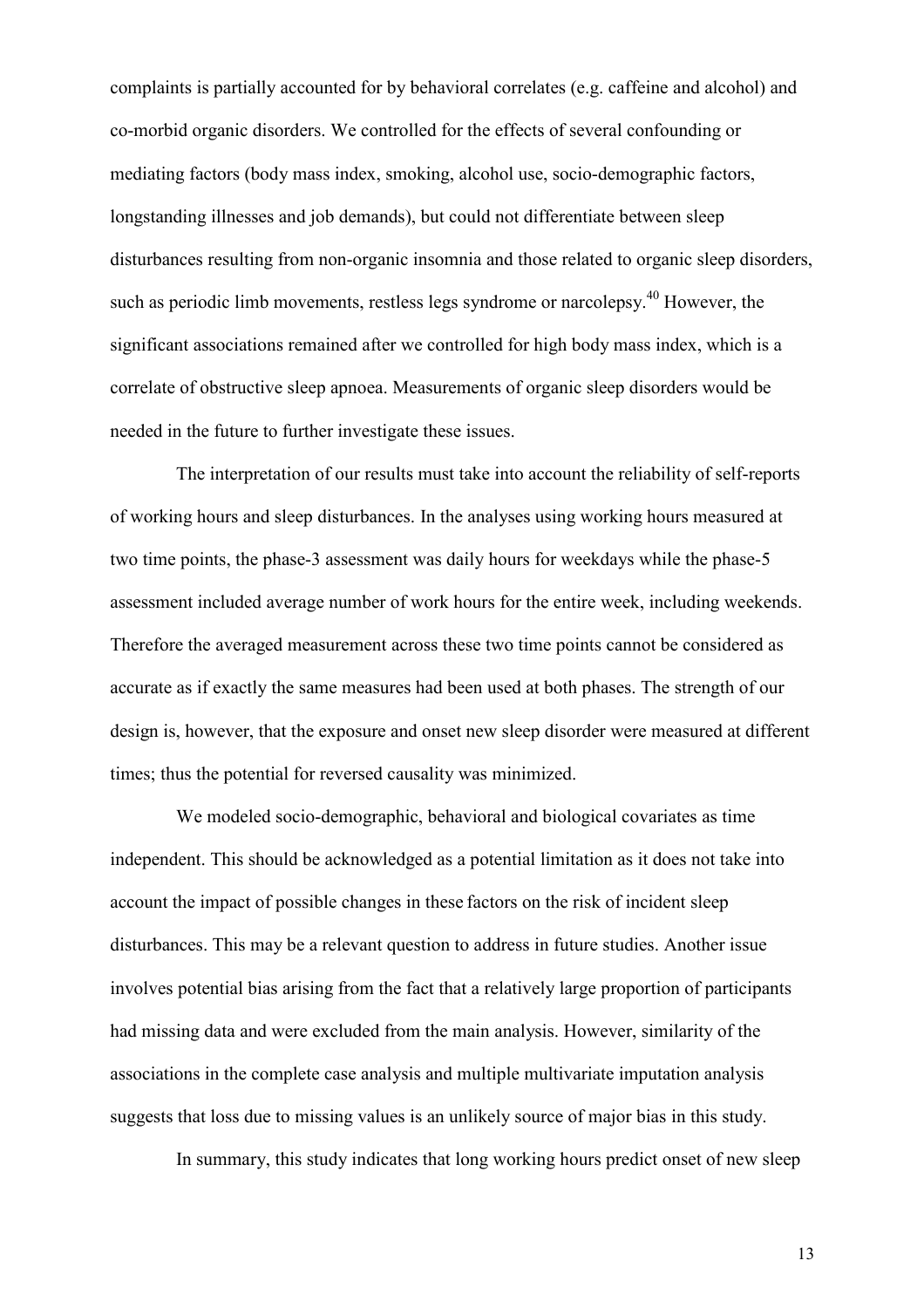complaints is partially accounted for by behavioral correlates (e.g. caffeine and alcohol) and co-morbid organic disorders. We controlled for the effects of several confounding or mediating factors (body mass index, smoking, alcohol use, socio-demographic factors, longstanding illnesses and job demands), but could not differentiate between sleep disturbances resulting from non-organic insomnia and those related to organic sleep disorders, such as periodic limb movements, restless legs syndrome or narcolepsy.[40] However, the significant associations remained after we controlled for high body mass index, which is a correlate of obstructive sleep apnoea. Measurements of organic sleep disorders would be needed in the future to further investigate these issues.

The interpretation of our results must take into account the reliability of self-reports of working hours and sleep disturbances. In the analyses using working hours measured at two time points, the phase-3 assessment was daily hours for weekdays while the phase-5 assessment included average number of work hours for the entire week, including weekends. Therefore the averaged measurement across these two time points cannot be considered as accurate as if exactly the same measures had been used at both phases. The strength of our design is, however, that the exposure and onset new sleep disorder were measured at different times; thus the potential for reversed causality was minimized.

We modeled socio-demographic, behavioral and biological covariates as time independent. This should be acknowledged as a potential limitation as it does not take into account the impact of possible changes in these factors on the risk of incident sleep disturbances. This may be a relevant question to address in future studies. Another issue involves potential bias arising from the fact that a relatively large proportion of participants had missing data and were excluded from the main analysis. However, similarity of the associations in the complete case analysis and multiple multivariate imputation analysis suggests that loss due to missing values is an unlikely source of major bias in this study.

In summary, this study indicates that long working hours predict onset of new sleep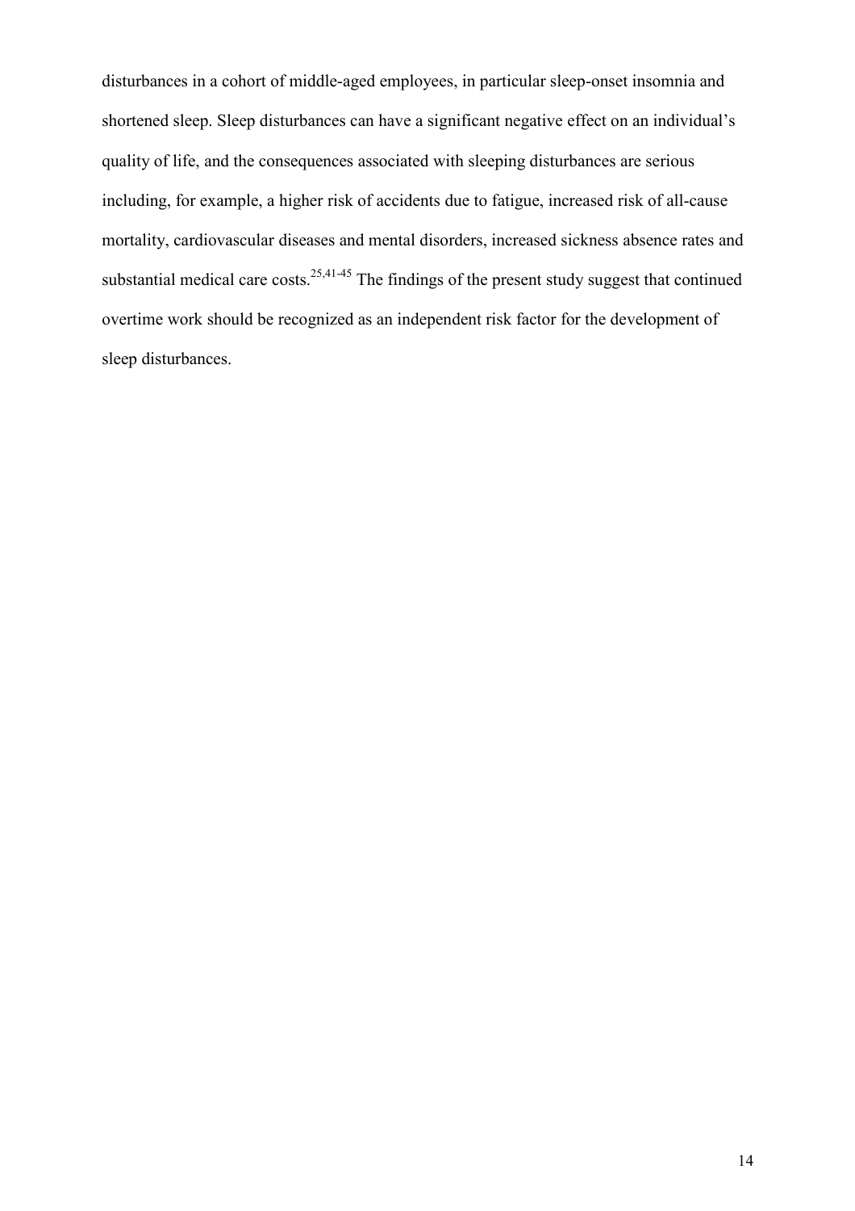disturbances in a cohort of middle-aged employees, in particular sleep-onset insomnia and shortened sleep. Sleep disturbances can have a significant negative effect on an individual's quality of life, and the consequences associated with sleeping disturbances are serious including, for example, a higher risk of accidents due to fatigue, increased risk of all-cause mortality, cardiovascular diseases and mental disorders, increased sickness absence rates and substantial medical care costs.[25,41-45] The findings of the present study suggest that continued overtime work should be recognized as an independent risk factor for the development of sleep disturbances.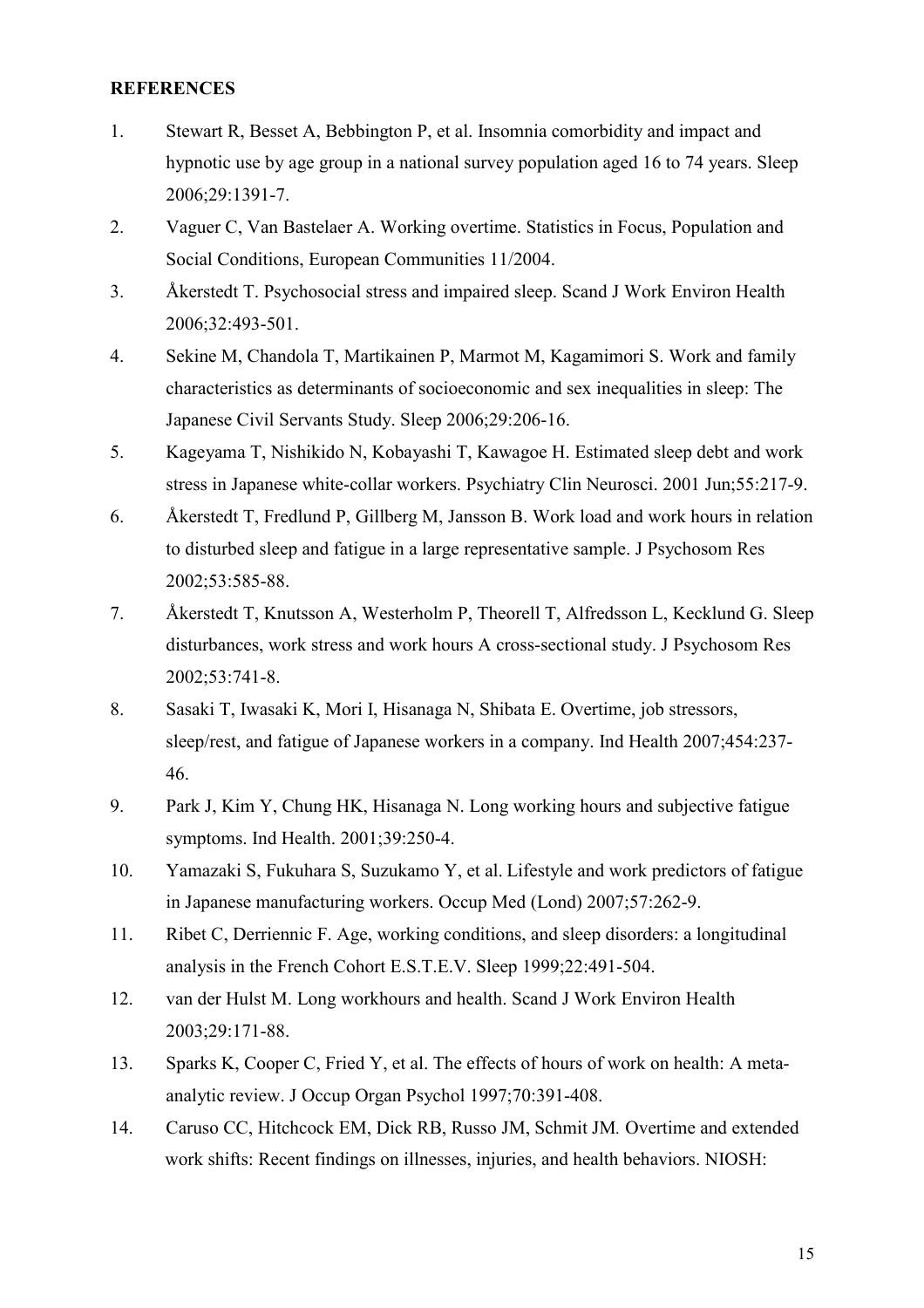**REFERENCES**

1. Stewart R, Besset A, Bebbington P, et al. Insomnia comorbidity and impact and hypnotic use by age group in a national survey population aged 16 to 74 years. Sleep 2006;29:1391-7.
2. Vaguer C, Van Bastelaer A. Working overtime. Statistics in Focus, Population and Social Conditions, European Communities 11/2004.
3. Åkerstedt T. Psychosocial stress and impaired sleep. Scand J Work Environ Health 2006;32:493-501.
4. Sekine M, Chandola T, Martikainen P, Marmot M, Kagamimori S. Work and family characteristics as determinants of socioeconomic and sex inequalities in sleep: The Japanese Civil Servants Study. Sleep 2006;29:206-16.
5. Kageyama T, Nishikido N, Kobayashi T, Kawagoe H. Estimated sleep debt and work stress in Japanese white-collar workers. Psychiatry Clin Neurosci. 2001 Jun;55:217-9.
6. Åkerstedt T, Fredlund P, Gillberg M, Jansson B. Work load and work hours in relation to disturbed sleep and fatigue in a large representative sample. J Psychosom Res 2002;53:585-88.
7. Åkerstedt T, Knutsson A, Westerholm P, Theorell T, Alfredsson L, Kecklund G. Sleep disturbances, work stress and work hours A cross-sectional study. J Psychosom Res 2002;53:741-8.
8. Sasaki T, Iwasaki K, Mori I, Hisanaga N, Shibata E. Overtime, job stressors, sleep/rest, and fatigue of Japanese workers in a company. Ind Health 2007;454:237-46.
9. Park J, Kim Y, Chung HK, Hisanaga N. Long working hours and subjective fatigue symptoms. Ind Health. 2001;39:250-4.
10. Yamazaki S, Fukuhara S, Suzukamo Y, et al. Lifestyle and work predictors of fatigue in Japanese manufacturing workers. Occup Med (Lond) 2007;57:262-9.
11. Ribet C, Derriennic F. Age, working conditions, and sleep disorders: a longitudinal analysis in the French Cohort E.S.T.E.V. Sleep 1999;22:491-504.
12. van der Hulst M. Long workhours and health. Scand J Work Environ Health 2003;29:171-88.
13. Sparks K, Cooper C, Fried Y, et al. The effects of hours of work on health: A meta-analytic review. J Occup Organ Psychol 1997;70:391-408.
14. Caruso CC, Hitchcock EM, Dick RB, Russo JM, Schmit JM. Overtime and extended work shifts: Recent findings on illnesses, injuries, and health behaviors. NIOSH: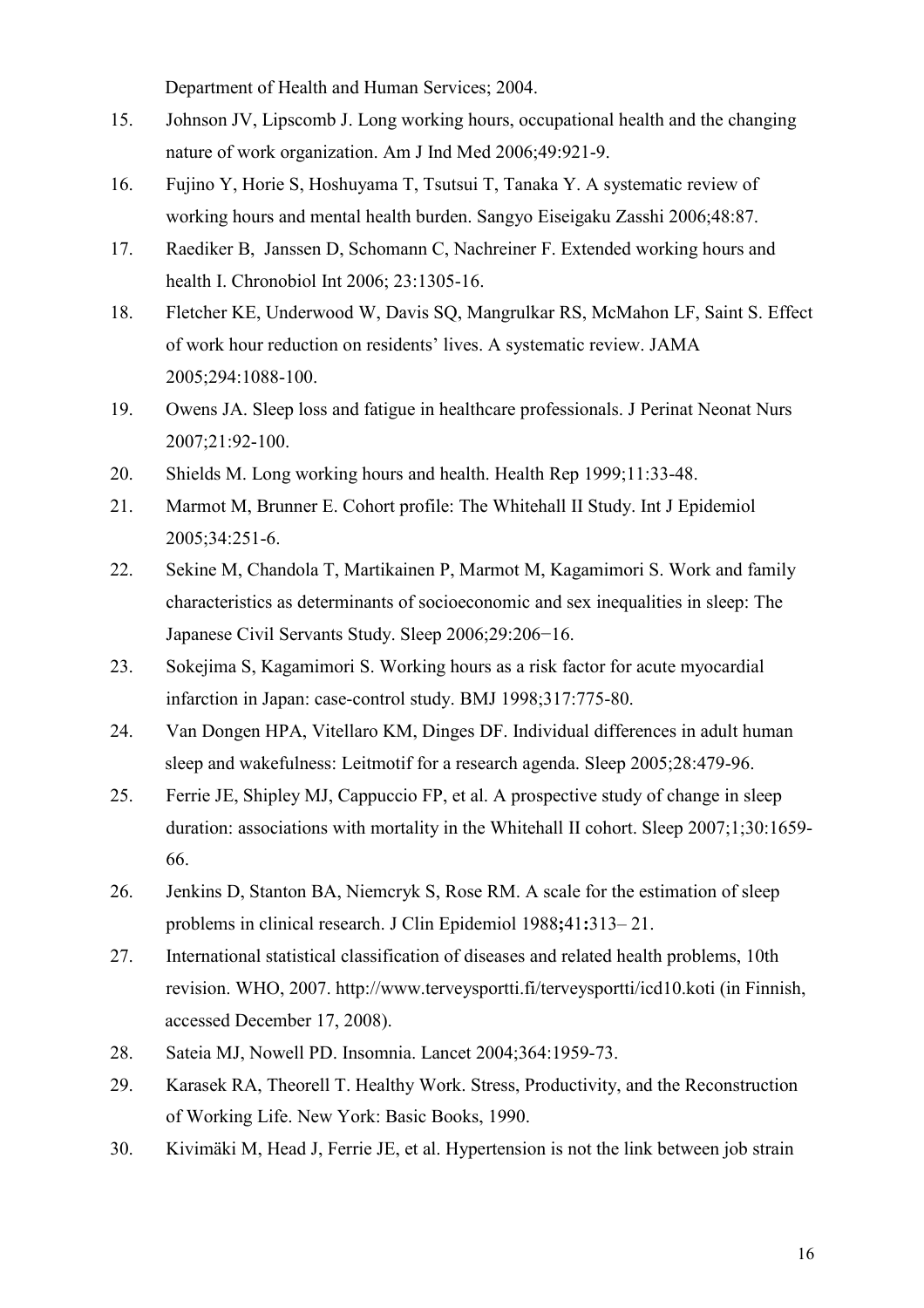Department of Health and Human Services; 2004.

15. Johnson JV, Lipscomb J. Long working hours, occupational health and the changing nature of work organization. Am J Ind Med 2006;49:921-9.
16. Fujino Y, Horie S, Hoshuyama T, Tsutsui T, Tanaka Y. A systematic review of working hours and mental health burden. Sangyo Eiseigaku Zasshi 2006;48:87.
17. Raediker B, Janssen D, Schomann C, Nachreiner F. Extended working hours and health I. Chronobiol Int 2006; 23:1305-16.
18. Fletcher KE, Underwood W, Davis SQ, Mangrulkar RS, McMahon LF, Saint S. Effect of work hour reduction on residents' lives. A systematic review. JAMA 2005;294:1088-100.
19. Owens JA. Sleep loss and fatigue in healthcare professionals. J Perinat Neonat Nurs 2007;21:92-100.
20. Shields M. Long working hours and health. Health Rep 1999;11:33-48.
21. Marmot M, Brunner E. Cohort profile: The Whitehall II Study. Int J Epidemiol 2005;34:251-6.
22. Sekine M, Chandola T, Martikainen P, Marmot M, Kagamimori S. Work and family characteristics as determinants of socioeconomic and sex inequalities in sleep: The Japanese Civil Servants Study. Sleep 2006;29:206−16.
23. Sokejima S, Kagamimori S. Working hours as a risk factor for acute myocardial infarction in Japan: case-control study. BMJ 1998;317:775-80.
24. Van Dongen HPA, Vitellaro KM, Dinges DF. Individual differences in adult human sleep and wakefulness: Leitmotif for a research agenda. Sleep 2005;28:479-96.
25. Ferrie JE, Shipley MJ, Cappuccio FP, et al. A prospective study of change in sleep duration: associations with mortality in the Whitehall II cohort. Sleep 2007;1;30:1659-66.
26. Jenkins D, Stanton BA, Niemcryk S, Rose RM. A scale for the estimation of sleep problems in clinical research. J Clin Epidemiol 1988;41:313– 21.
27. International statistical classification of diseases and related health problems, 10th revision. WHO, 2007. http://www.terveysportti.fi/terveysportti/icd10.koti (in Finnish, accessed December 17, 2008).
28. Sateia MJ, Nowell PD. Insomnia. Lancet 2004;364:1959-73.
29. Karasek RA, Theorell T. Healthy Work. Stress, Productivity, and the Reconstruction of Working Life. New York: Basic Books, 1990.
30. Kivimäki M, Head J, Ferrie JE, et al. Hypertension is not the link between job strain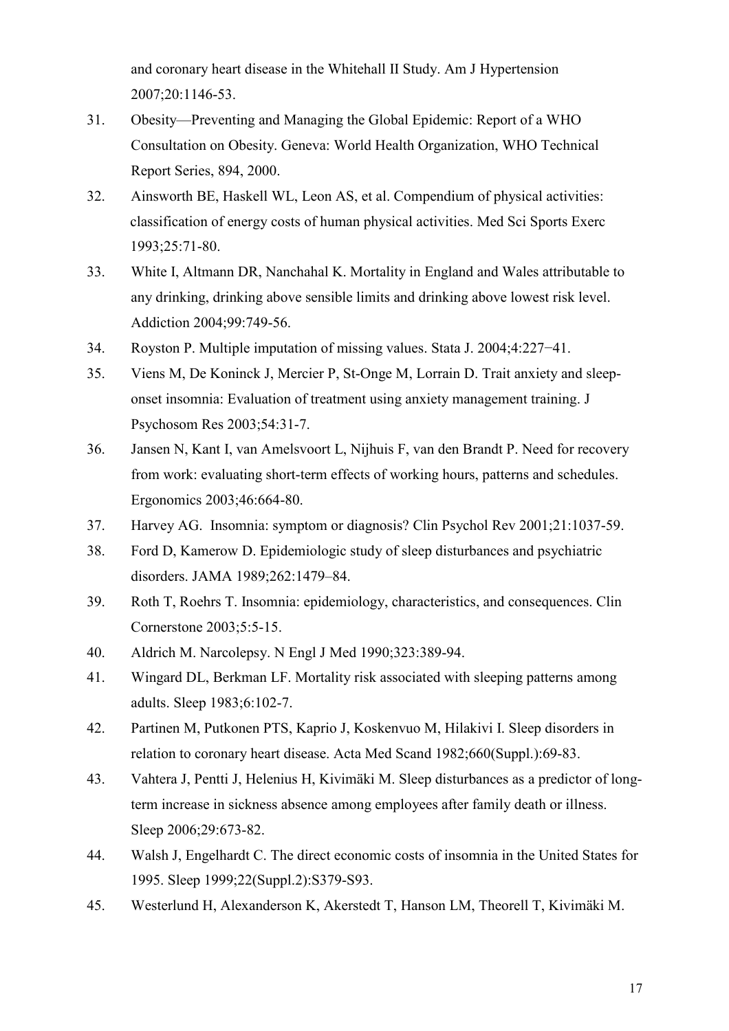and coronary heart disease in the Whitehall II Study. Am J Hypertension 2007;20:1146-53.

31. Obesity—Preventing and Managing the Global Epidemic: Report of a WHO Consultation on Obesity. Geneva: World Health Organization, WHO Technical Report Series, 894, 2000.
32. Ainsworth BE, Haskell WL, Leon AS, et al. Compendium of physical activities: classification of energy costs of human physical activities. Med Sci Sports Exerc 1993;25:71-80.
33. White I, Altmann DR, Nanchahal K. Mortality in England and Wales attributable to any drinking, drinking above sensible limits and drinking above lowest risk level. Addiction 2004;99:749-56.
34. Royston P. Multiple imputation of missing values. Stata J. 2004;4:227−41.
35. Viens M, De Koninck J, Mercier P, St-Onge M, Lorrain D. Trait anxiety and sleep-onset insomnia: Evaluation of treatment using anxiety management training. J Psychosom Res 2003;54:31-7.
36. Jansen N, Kant I, van Amelsvoort L, Nijhuis F, van den Brandt P. Need for recovery from work: evaluating short-term effects of working hours, patterns and schedules. Ergonomics 2003;46:664-80.
37. Harvey AG. Insomnia: symptom or diagnosis? Clin Psychol Rev 2001;21:1037-59.
38. Ford D, Kamerow D. Epidemiologic study of sleep disturbances and psychiatric disorders. JAMA 1989;262:1479–84.
39. Roth T, Roehrs T. Insomnia: epidemiology, characteristics, and consequences. Clin Cornerstone 2003;5:5-15.
40. Aldrich M. Narcolepsy. N Engl J Med 1990;323:389-94.
41. Wingard DL, Berkman LF. Mortality risk associated with sleeping patterns among adults. Sleep 1983;6:102-7.
42. Partinen M, Putkonen PTS, Kaprio J, Koskenvuo M, Hilakivi I. Sleep disorders in relation to coronary heart disease. Acta Med Scand 1982;660(Suppl.):69-83.
43. Vahtera J, Pentti J, Helenius H, Kivimäki M. Sleep disturbances as a predictor of long-term increase in sickness absence among employees after family death or illness. Sleep 2006;29:673-82.
44. Walsh J, Engelhardt C. The direct economic costs of insomnia in the United States for 1995. Sleep 1999;22(Suppl.2):S379-S93.
45. Westerlund H, Alexanderson K, Akerstedt T, Hanson LM, Theorell T, Kivimäki M.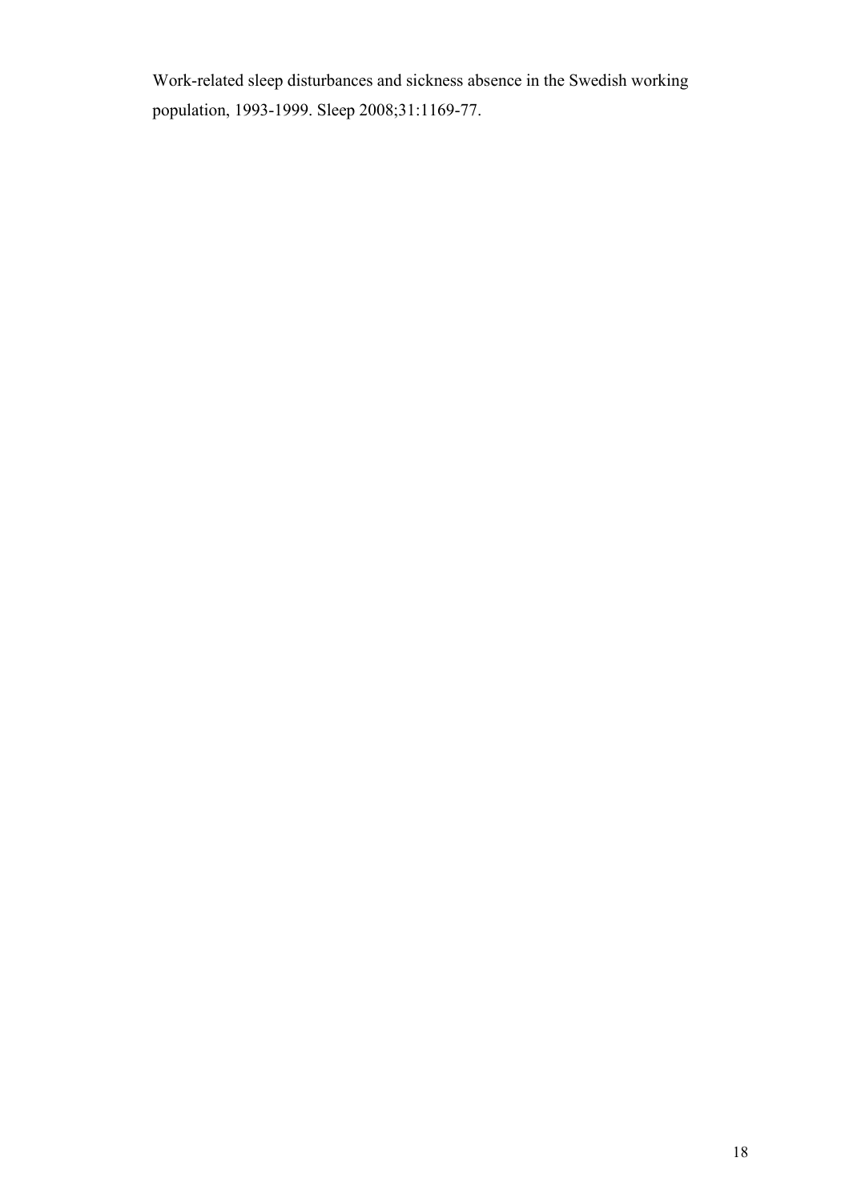Work-related sleep disturbances and sickness absence in the Swedish working population, 1993-1999. Sleep 2008;31:1169-77.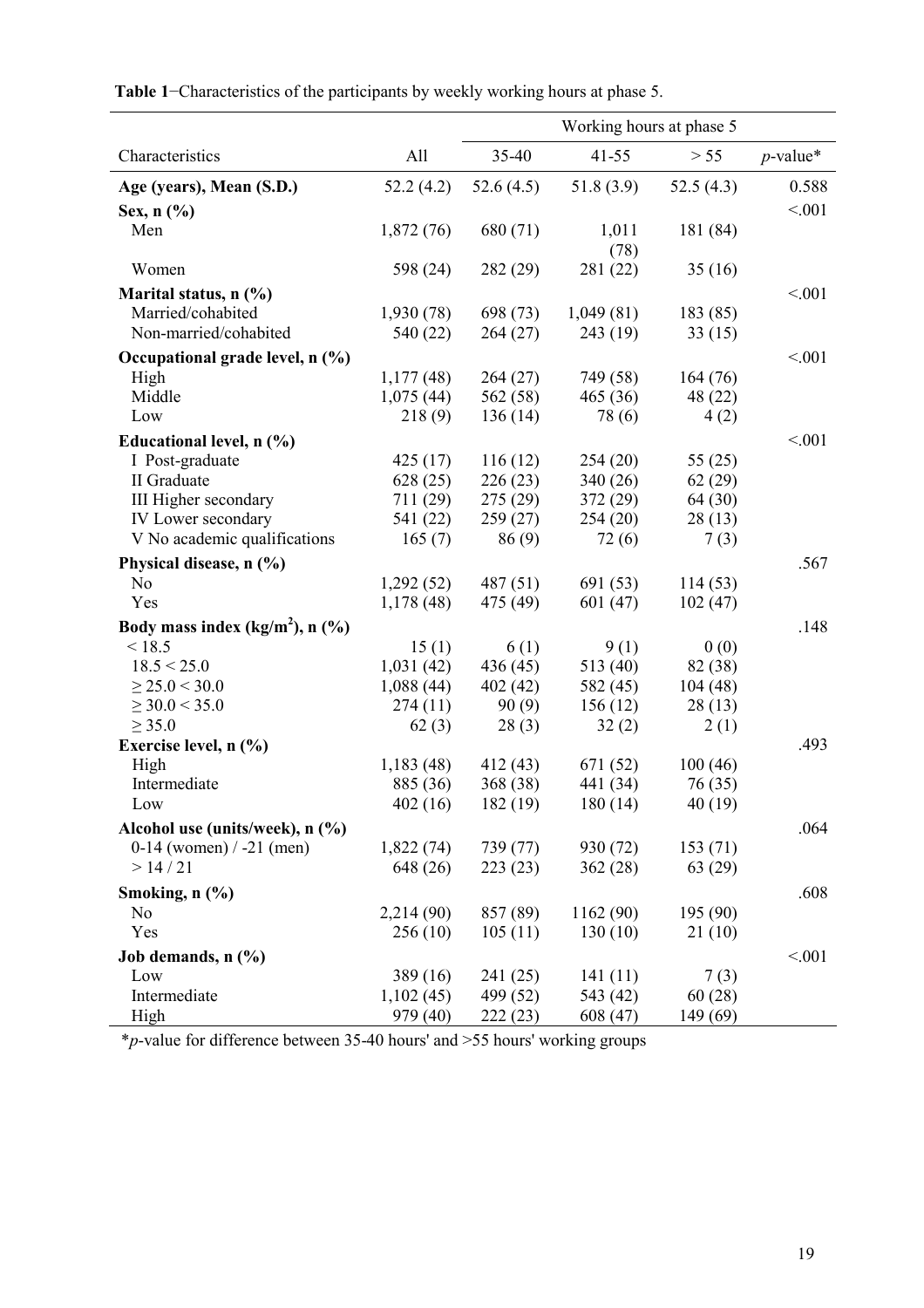**Table 1**−Characteristics of the participants by weekly working hours at phase 5.

| Characteristics | All | Working hours at phase 5 | | | |
|---|---|---|---|---|---|
| | | 35-40 | 41-55 | > 55 | *p*-value* |
| **Age (years), Mean (S.D.)** | 52.2 (4.2) | 52.6 (4.5) | 51.8 (3.9) | 52.5 (4.3) | 0.588 |
| **Sex, n (%)** | | | | | <.001 |
| Men | 1,872 (76) | 680 (71) | 1,011 (78) | 181 (84) | |
| Women | 598 (24) | 282 (29) | 281 (22) | 35 (16) | |
| **Marital status, n (%)** | | | | | <.001 |
| Married/cohabited | 1,930 (78) | 698 (73) | 1,049 (81) | 183 (85) | |
| Non-married/cohabited | 540 (22) | 264 (27) | 243 (19) | 33 (15) | |
| **Occupational grade level, n (%)** | | | | | <.001 |
| High | 1,177 (48) | 264 (27) | 749 (58) | 164 (76) | |
| Middle | 1,075 (44) | 562 (58) | 465 (36) | 48 (22) | |
| Low | 218 (9) | 136 (14) | 78 (6) | 4 (2) | |
| **Educational level, n (%)** | | | | | <.001 |
| I Post-graduate | 425 (17) | 116 (12) | 254 (20) | 55 (25) | |
| II Graduate | 628 (25) | 226 (23) | 340 (26) | 62 (29) | |
| III Higher secondary | 711 (29) | 275 (29) | 372 (29) | 64 (30) | |
| IV Lower secondary | 541 (22) | 259 (27) | 254 (20) | 28 (13) | |
| V No academic qualifications | 165 (7) | 86 (9) | 72 (6) | 7 (3) | |
| **Physical disease, n (%)** | | | | | .567 |
| No | 1,292 (52) | 487 (51) | 691 (53) | 114 (53) | |
| Yes | 1,178 (48) | 475 (49) | 601 (47) | 102 (47) | |
| **Body mass index (kg/m$^2$), n (%)** | | | | | .148 |
| < 18.5 | 15 (1) | 6 (1) | 9 (1) | 0 (0) | |
| 18.5 < 25.0 | 1,031 (42) | 436 (45) | 513 (40) | 82 (38) | |
| ≥ 25.0 < 30.0 | 1,088 (44) | 402 (42) | 582 (45) | 104 (48) | |
| ≥ 30.0 < 35.0 | 274 (11) | 90 (9) | 156 (12) | 28 (13) | |
| ≥ 35.0 | 62 (3) | 28 (3) | 32 (2) | 2 (1) | |
| **Exercise level, n (%)** | | | | | .493 |
| High | 1,183 (48) | 412 (43) | 671 (52) | 100 (46) | |
| Intermediate | 885 (36) | 368 (38) | 441 (34) | 76 (35) | |
| Low | 402 (16) | 182 (19) | 180 (14) | 40 (19) | |
| **Alcohol use (units/week), n (%)** | | | | | .064 |
| 0-14 (women) / -21 (men) | 1,822 (74) | 739 (77) | 930 (72) | 153 (71) | |
| > 14 / 21 | 648 (26) | 223 (23) | 362 (28) | 63 (29) | |
| **Smoking, n (%)** | | | | | .608 |
| No | 2,214 (90) | 857 (89) | 1162 (90) | 195 (90) | |
| Yes | 256 (10) | 105 (11) | 130 (10) | 21 (10) | |
| **Job demands, n (%)** | | | | | <.001 |
| Low | 389 (16) | 241 (25) | 141 (11) | 7 (3) | |
| Intermediate | 1,102 (45) | 499 (52) | 543 (42) | 60 (28) | |
| High | 979 (40) | 222 (23) | 608 (47) | 149 (69) | |

**p*-value for difference between 35-40 hours' and >55 hours' working groups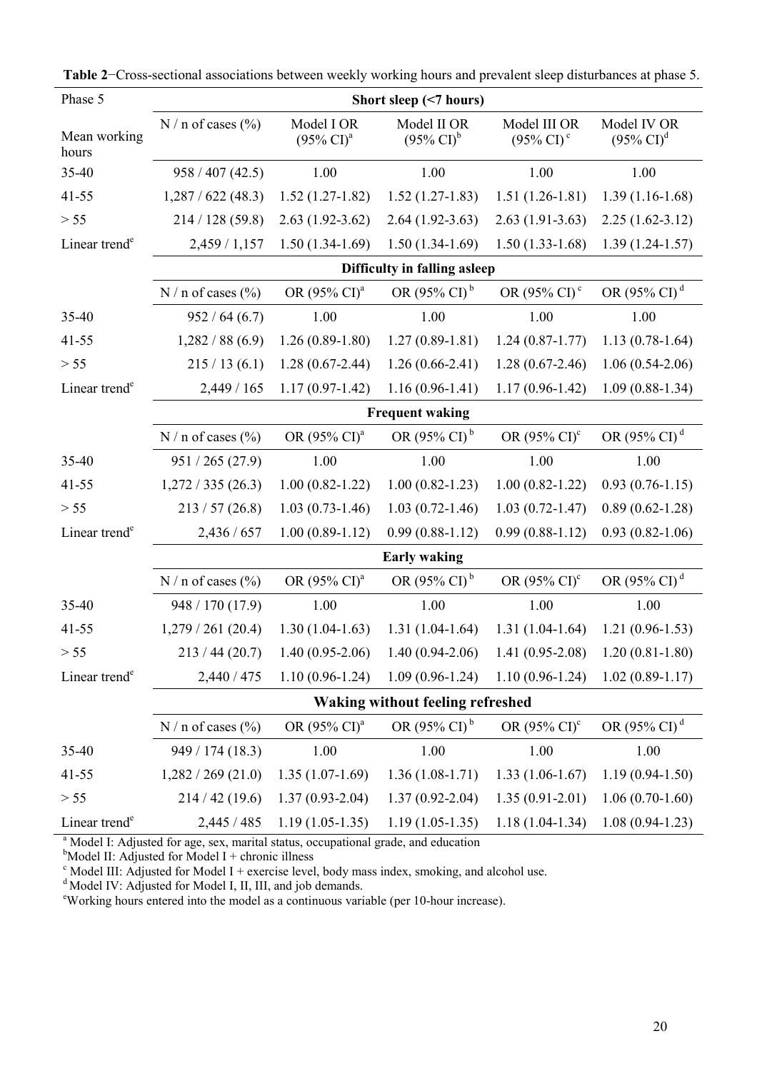**Table 2**−Cross-sectional associations between weekly working hours and prevalent sleep disturbances at phase 5.

| Phase 5 | Short sleep (<7 hours) | | | | |
|---|---|---|---|---|---|
| Mean working hours | N / n of cases (%) | Model I OR (95% CI)[a] | Model II OR (95% CI)[b] | Model III OR (95% CI)[c] | Model IV OR (95% CI)[d] |
| 35-40 | 958 / 407 (42.5) | 1.00 | 1.00 | 1.00 | 1.00 |
| 41-55 | 1,287 / 622 (48.3) | 1.52 (1.27-1.82) | 1.52 (1.27-1.83) | 1.51 (1.26-1.81) | 1.39 (1.16-1.68) |
| > 55 | 214 / 128 (59.8) | 2.63 (1.92-3.62) | 2.64 (1.92-3.63) | 2.63 (1.91-3.63) | 2.25 (1.62-3.12) |
| Linear trend[e] | 2,459 / 1,157 | 1.50 (1.34-1.69) | 1.50 (1.34-1.69) | 1.50 (1.33-1.68) | 1.39 (1.24-1.57) |
| | **Difficulty in falling asleep** | | | | |
| | N / n of cases (%) | OR (95% CI)[a] | OR (95% CI)[b] | OR (95% CI)[c] | OR (95% CI)[d] |
| 35-40 | 952 / 64 (6.7) | 1.00 | 1.00 | 1.00 | 1.00 |
| 41-55 | 1,282 / 88 (6.9) | 1.26 (0.89-1.80) | 1.27 (0.89-1.81) | 1.24 (0.87-1.77) | 1.13 (0.78-1.64) |
| > 55 | 215 / 13 (6.1) | 1.28 (0.67-2.44) | 1.26 (0.66-2.41) | 1.28 (0.67-2.46) | 1.06 (0.54-2.06) |
| Linear trend[e] | 2,449 / 165 | 1.17 (0.97-1.42) | 1.16 (0.96-1.41) | 1.17 (0.96-1.42) | 1.09 (0.88-1.34) |
| | **Frequent waking** | | | | |
| | N / n of cases (%) | OR (95% CI)[a] | OR (95% CI)[b] | OR (95% CI)[c] | OR (95% CI)[d] |
| 35-40 | 951 / 265 (27.9) | 1.00 | 1.00 | 1.00 | 1.00 |
| 41-55 | 1,272 / 335 (26.3) | 1.00 (0.82-1.22) | 1.00 (0.82-1.23) | 1.00 (0.82-1.22) | 0.93 (0.76-1.15) |
| > 55 | 213 / 57 (26.8) | 1.03 (0.73-1.46) | 1.03 (0.72-1.46) | 1.03 (0.72-1.47) | 0.89 (0.62-1.28) |
| Linear trend[e] | 2,436 / 657 | 1.00 (0.89-1.12) | 0.99 (0.88-1.12) | 0.99 (0.88-1.12) | 0.93 (0.82-1.06) |
| | **Early waking** | | | | |
| | N / n of cases (%) | OR (95% CI)[a] | OR (95% CI)[b] | OR (95% CI)[c] | OR (95% CI)[d] |
| 35-40 | 948 / 170 (17.9) | 1.00 | 1.00 | 1.00 | 1.00 |
| 41-55 | 1,279 / 261 (20.4) | 1.30 (1.04-1.63) | 1.31 (1.04-1.64) | 1.31 (1.04-1.64) | 1.21 (0.96-1.53) |
| > 55 | 213 / 44 (20.7) | 1.40 (0.95-2.06) | 1.40 (0.94-2.06) | 1.41 (0.95-2.08) | 1.20 (0.81-1.80) |
| Linear trend[e] | 2,440 / 475 | 1.10 (0.96-1.24) | 1.09 (0.96-1.24) | 1.10 (0.96-1.24) | 1.02 (0.89-1.17) |
| | **Waking without feeling refreshed** | | | | |
| | N / n of cases (%) | OR (95% CI)[a] | OR (95% CI)[b] | OR (95% CI)[c] | OR (95% CI)[d] |
| 35-40 | 949 / 174 (18.3) | 1.00 | 1.00 | 1.00 | 1.00 |
| 41-55 | 1,282 / 269 (21.0) | 1.35 (1.07-1.69) | 1.36 (1.08-1.71) | 1.33 (1.06-1.67) | 1.19 (0.94-1.50) |
| > 55 | 214 / 42 (19.6) | 1.37 (0.93-2.04) | 1.37 (0.92-2.04) | 1.35 (0.91-2.01) | 1.06 (0.70-1.60) |
| Linear trend[e] | 2,445 / 485 | 1.19 (1.05-1.35) | 1.19 (1.05-1.35) | 1.18 (1.04-1.34) | 1.08 (0.94-1.23) |

[a] Model I: Adjusted for age, sex, marital status, occupational grade, and education
[b] Model II: Adjusted for Model I + chronic illness
[c] Model III: Adjusted for Model I + exercise level, body mass index, smoking, and alcohol use.
[d] Model IV: Adjusted for Model I, II, III, and job demands.
[e] Working hours entered into the model as a continuous variable (per 10-hour increase).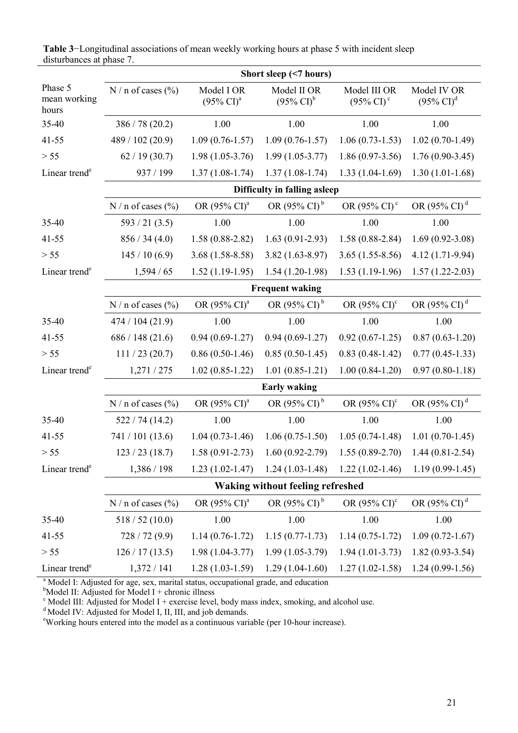**Table 3**−Longitudinal associations of mean weekly working hours at phase 5 with incident sleep disturbances at phase 7.

| Phase 5 mean working hours | N / n of cases (%) | Model I OR (95% CI)[a] | Model II OR (95% CI)[b] | Model III OR (95% CI)[c] | Model IV OR (95% CI)[d] |
|---|---|---|---|---|---|
| | **Short sleep (<7 hours)** | | | | |
| 35-40 | 386 / 78 (20.2) | 1.00 | 1.00 | 1.00 | 1.00 |
| 41-55 | 489 / 102 (20.9) | 1.09 (0.76-1.57) | 1.09 (0.76-1.57) | 1.06 (0.73-1.53) | 1.02 (0.70-1.49) |
| > 55 | 62 / 19 (30.7) | 1.98 (1.05-3.76) | 1.99 (1.05-3.77) | 1.86 (0.97-3.56) | 1.76 (0.90-3.45) |
| Linear trend[e] | 937 / 199 | 1.37 (1.08-1.74) | 1.37 (1.08-1.74) | 1.33 (1.04-1.69) | 1.30 (1.01-1.68) |
| | **Difficulty in falling asleep** | | | | |
| | N / n of cases (%) | OR (95% CI)[a] | OR (95% CI)[b] | OR (95% CI)[c] | OR (95% CI)[d] |
| 35-40 | 593 / 21 (3.5) | 1.00 | 1.00 | 1.00 | 1.00 |
| 41-55 | 856 / 34 (4.0) | 1.58 (0.88-2.82) | 1.63 (0.91-2.93) | 1.58 (0.88-2.84) | 1.69 (0.92-3.08) |
| > 55 | 145 / 10 (6.9) | 3.68 (1.58-8.58) | 3.82 (1.63-8.97) | 3.65 (1.55-8.56) | 4.12 (1.71-9.94) |
| Linear trend[e] | 1,594 / 65 | 1.52 (1.19-1.95) | 1.54 (1.20-1.98) | 1.53 (1.19-1.96) | 1.57 (1.22-2.03) |
| | **Frequent waking** | | | | |
| | N / n of cases (%) | OR (95% CI)[a] | OR (95% CI)[b] | OR (95% CI)[c] | OR (95% CI)[d] |
| 35-40 | 474 / 104 (21.9) | 1.00 | 1.00 | 1.00 | 1.00 |
| 41-55 | 686 / 148 (21.6) | 0.94 (0.69-1.27) | 0.94 (0.69-1.27) | 0.92 (0.67-1.25) | 0.87 (0.63-1.20) |
| > 55 | 111 / 23 (20.7) | 0.86 (0.50-1.46) | 0.85 (0.50-1.45) | 0.83 (0.48-1.42) | 0.77 (0.45-1.33) |
| Linear trend[e] | 1,271 / 275 | 1.02 (0.85-1.22) | 1.01 (0.85-1.21) | 1.00 (0.84-1.20) | 0.97 (0.80-1.18) |
| | **Early waking** | | | | |
| | N / n of cases (%) | OR (95% CI)[a] | OR (95% CI)[b] | OR (95% CI)[c] | OR (95% CI)[d] |
| 35-40 | 522 / 74 (14.2) | 1.00 | 1.00 | 1.00 | 1.00 |
| 41-55 | 741 / 101 (13.6) | 1.04 (0.73-1.46) | 1.06 (0.75-1.50) | 1.05 (0.74-1.48) | 1.01 (0.70-1.45) |
| > 55 | 123 / 23 (18.7) | 1.58 (0.91-2.73) | 1.60 (0.92-2.79) | 1.55 (0.89-2.70) | 1.44 (0.81-2.54) |
| Linear trend[e] | 1,386 / 198 | 1.23 (1.02-1.47) | 1.24 (1.03-1.48) | 1.22 (1.02-1.46) | 1.19 (0.99-1.45) |
| | **Waking without feeling refreshed** | | | | |
| | N / n of cases (%) | OR (95% CI)[a] | OR (95% CI)[b] | OR (95% CI)[c] | OR (95% CI)[d] |
| 35-40 | 518 / 52 (10.0) | 1.00 | 1.00 | 1.00 | 1.00 |
| 41-55 | 728 / 72 (9.9) | 1.14 (0.76-1.72) | 1.15 (0.77-1.73) | 1.14 (0.75-1.72) | 1.09 (0.72-1.67) |
| > 55 | 126 / 17 (13.5) | 1.98 (1.04-3.77) | 1.99 (1.05-3.79) | 1.94 (1.01-3.73) | 1.82 (0.93-3.54) |
| Linear trend[e] | 1,372 / 141 | 1.28 (1.03-1.59) | 1.29 (1.04-1.60) | 1.27 (1.02-1.58) | 1.24 (0.99-1.56) |

[a] Model I: Adjusted for age, sex, marital status, occupational grade, and education

[b] Model II: Adjusted for Model I + chronic illness

[c] Model III: Adjusted for Model I + exercise level, body mass index, smoking, and alcohol use.

[d] Model IV: Adjusted for Model I, II, III, and job demands.

[e] Working hours entered into the model as a continuous variable (per 10-hour increase).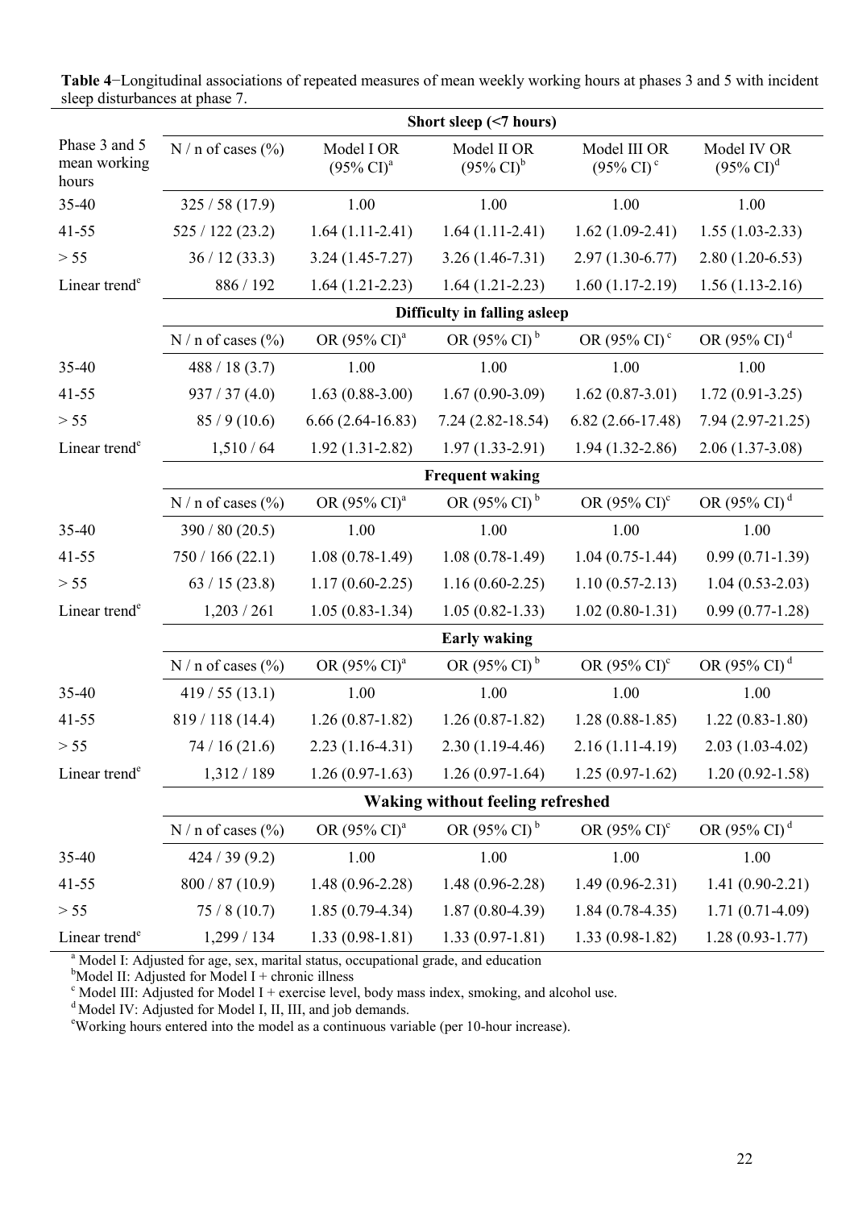**Table 4**−Longitudinal associations of repeated measures of mean weekly working hours at phases 3 and 5 with incident sleep disturbances at phase 7.

| | Short sleep (<7 hours) | | | | |
|---|---|---|---|---|---|
| Phase 3 and 5 mean working hours | N / n of cases (%) | Model I OR (95% CI)[a] | Model II OR (95% CI)[b] | Model III OR (95% CI)[c] | Model IV OR (95% CI)[d] |
| 35-40 | 325 / 58 (17.9) | 1.00 | 1.00 | 1.00 | 1.00 |
| 41-55 | 525 / 122 (23.2) | 1.64 (1.11-2.41) | 1.64 (1.11-2.41) | 1.62 (1.09-2.41) | 1.55 (1.03-2.33) |
| > 55 | 36 / 12 (33.3) | 3.24 (1.45-7.27) | 3.26 (1.46-7.31) | 2.97 (1.30-6.77) | 2.80 (1.20-6.53) |
| Linear trend[e] | 886 / 192 | 1.64 (1.21-2.23) | 1.64 (1.21-2.23) | 1.60 (1.17-2.19) | 1.56 (1.13-2.16) |
| | **Difficulty in falling asleep** | | | | |
| | N / n of cases (%) | OR (95% CI)[a] | OR (95% CI)[b] | OR (95% CI)[c] | OR (95% CI)[d] |
| 35-40 | 488 / 18 (3.7) | 1.00 | 1.00 | 1.00 | 1.00 |
| 41-55 | 937 / 37 (4.0) | 1.63 (0.88-3.00) | 1.67 (0.90-3.09) | 1.62 (0.87-3.01) | 1.72 (0.91-3.25) |
| > 55 | 85 / 9 (10.6) | 6.66 (2.64-16.83) | 7.24 (2.82-18.54) | 6.82 (2.66-17.48) | 7.94 (2.97-21.25) |
| Linear trend[e] | 1,510 / 64 | 1.92 (1.31-2.82) | 1.97 (1.33-2.91) | 1.94 (1.32-2.86) | 2.06 (1.37-3.08) |
| | **Frequent waking** | | | | |
| | N / n of cases (%) | OR (95% CI)[a] | OR (95% CI)[b] | OR (95% CI)[c] | OR (95% CI)[d] |
| 35-40 | 390 / 80 (20.5) | 1.00 | 1.00 | 1.00 | 1.00 |
| 41-55 | 750 / 166 (22.1) | 1.08 (0.78-1.49) | 1.08 (0.78-1.49) | 1.04 (0.75-1.44) | 0.99 (0.71-1.39) |
| > 55 | 63 / 15 (23.8) | 1.17 (0.60-2.25) | 1.16 (0.60-2.25) | 1.10 (0.57-2.13) | 1.04 (0.53-2.03) |
| Linear trend[e] | 1,203 / 261 | 1.05 (0.83-1.34) | 1.05 (0.82-1.33) | 1.02 (0.80-1.31) | 0.99 (0.77-1.28) |
| | **Early waking** | | | | |
| | N / n of cases (%) | OR (95% CI)[a] | OR (95% CI)[b] | OR (95% CI)[c] | OR (95% CI)[d] |
| 35-40 | 419 / 55 (13.1) | 1.00 | 1.00 | 1.00 | 1.00 |
| 41-55 | 819 / 118 (14.4) | 1.26 (0.87-1.82) | 1.26 (0.87-1.82) | 1.28 (0.88-1.85) | 1.22 (0.83-1.80) |
| > 55 | 74 / 16 (21.6) | 2.23 (1.16-4.31) | 2.30 (1.19-4.46) | 2.16 (1.11-4.19) | 2.03 (1.03-4.02) |
| Linear trend[e] | 1,312 / 189 | 1.26 (0.97-1.63) | 1.26 (0.97-1.64) | 1.25 (0.97-1.62) | 1.20 (0.92-1.58) |
| | **Waking without feeling refreshed** | | | | |
| | N / n of cases (%) | OR (95% CI)[a] | OR (95% CI)[b] | OR (95% CI)[c] | OR (95% CI)[d] |
| 35-40 | 424 / 39 (9.2) | 1.00 | 1.00 | 1.00 | 1.00 |
| 41-55 | 800 / 87 (10.9) | 1.48 (0.96-2.28) | 1.48 (0.96-2.28) | 1.49 (0.96-2.31) | 1.41 (0.90-2.21) |
| > 55 | 75 / 8 (10.7) | 1.85 (0.79-4.34) | 1.87 (0.80-4.39) | 1.84 (0.78-4.35) | 1.71 (0.71-4.09) |
| Linear trend[e] | 1,299 / 134 | 1.33 (0.98-1.81) | 1.33 (0.97-1.81) | 1.33 (0.98-1.82) | 1.28 (0.93-1.77) |

[a] Model I: Adjusted for age, sex, marital status, occupational grade, and education

[b] Model II: Adjusted for Model I + chronic illness

[c] Model III: Adjusted for Model I + exercise level, body mass index, smoking, and alcohol use.

[d] Model IV: Adjusted for Model I, II, III, and job demands.

[e] Working hours entered into the model as a continuous variable (per 10-hour increase).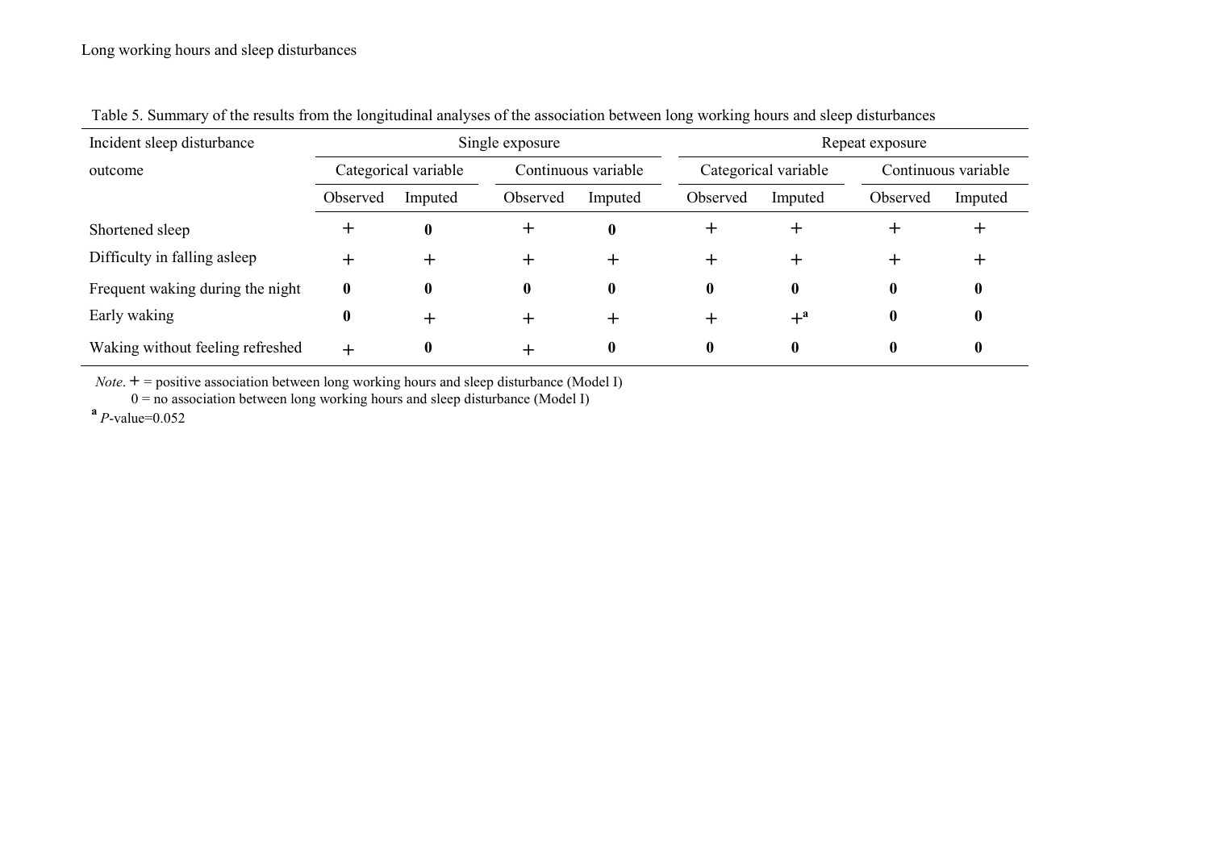Table 5. Summary of the results from the longitudinal analyses of the association between long working hours and sleep disturbances

| Incident sleep disturbance outcome | Single exposure | | | | Repeat exposure | | | |
|---|---|---|---|---|---|---|---|---|
| | Categorical variable | | Continuous variable | | Categorical variable | | Continuous variable | |
| | Observed | Imputed | Observed | Imputed | Observed | Imputed | Observed | Imputed |
| Shortened sleep | + | **0** | + | **0** | + | + | + | + |
| Difficulty in falling asleep | + | + | + | + | + | + | + | + |
| Frequent waking during the night | **0** | **0** | **0** | **0** | **0** | **0** | **0** | **0** |
| Early waking | **0** | + | + | + | + | +[a] | **0** | **0** |
| Waking without feeling refreshed | + | **0** | + | **0** | **0** | **0** | **0** | **0** |

*Note*. + = positive association between long working hours and sleep disturbance (Model I)
0 = no association between long working hours and sleep disturbance (Model I)

[a] *P*-value=0.052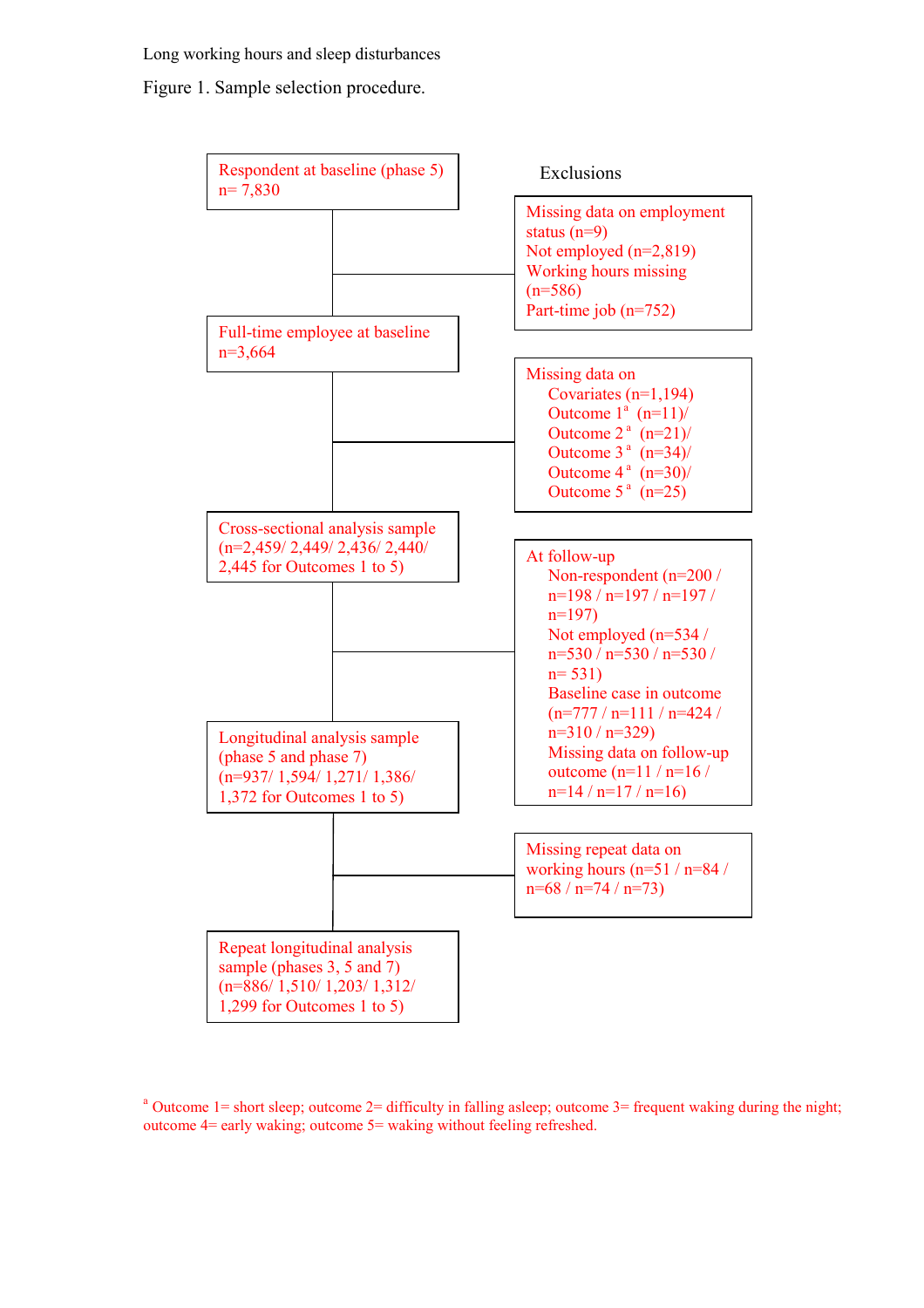Figure 1. Sample selection procedure.

Respondent at baseline (phase 5)
n= 7,830

Exclusions

Missing data on employment status (n=9)
Not employed (n=2,819)
Working hours missing (n=586)
Part-time job (n=752)

Full-time employee at baseline
n=3,664

Missing data on
Covariates (n=1,194)
Outcome 1[a] (n=11)/
Outcome 2[a] (n=21)/
Outcome 3[a] (n=34)/
Outcome 4[a] (n=30)/
Outcome 5[a] (n=25)

Cross-sectional analysis sample
(n=2,459/ 2,449/ 2,436/ 2,440/ 2,445 for Outcomes 1 to 5)

At follow-up
Non-respondent (n=200 / n=198 / n=197 / n=197 / n=197)
Not employed (n=534 / n=530 / n=530 / n=530 / n= 531)
Baseline case in outcome (n=777 / n=111 / n=424 / n=310 / n=329)
Missing data on follow-up outcome (n=11 / n=16 / n=14 / n=17 / n=16)

Longitudinal analysis sample
(phase 5 and phase 7)
(n=937/ 1,594/ 1,271/ 1,386/ 1,372 for Outcomes 1 to 5)

Missing repeat data on working hours (n=51 / n=84 / n=68 / n=74 / n=73)

Repeat longitudinal analysis sample (phases 3, 5 and 7)
(n=886/ 1,510/ 1,203/ 1,312/ 1,299 for Outcomes 1 to 5)

[a] Outcome 1= short sleep; outcome 2= difficulty in falling asleep; outcome 3= frequent waking during the night; outcome 4= early waking; outcome 5= waking without feeling refreshed.